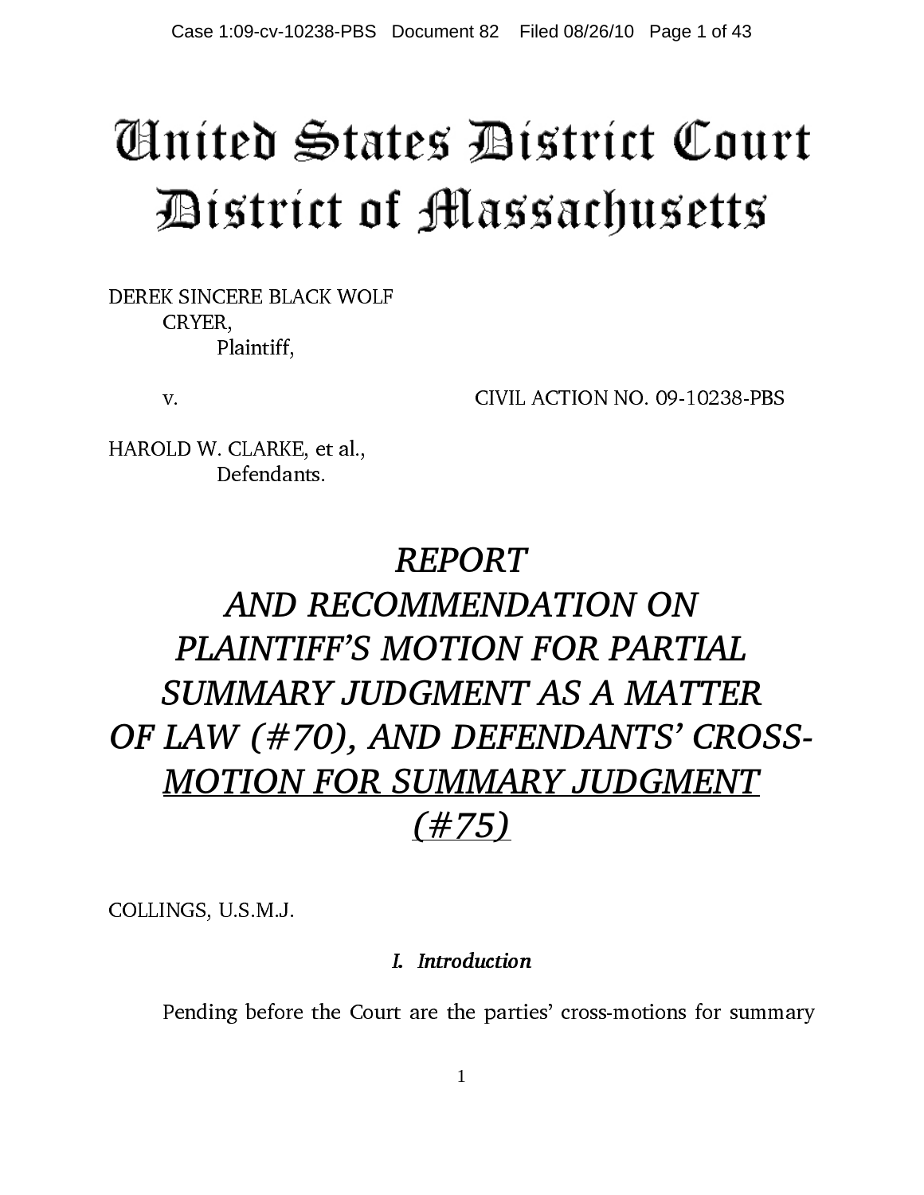# United States District Court
# District of Massachusetts

DEREK SINCERE BLACK WOLF
CRYER,
Plaintiff,

v. CIVIL ACTION NO. 09-10238-PBS

HAROLD W. CLARKE, et al.,
Defendants.

## *REPORT AND RECOMMENDATION ON PLAINTIFF'S MOTION FOR PARTIAL SUMMARY JUDGMENT AS A MATTER OF LAW (#70), AND DEFENDANTS' CROSS-MOTION FOR SUMMARY JUDGMENT (#75)*

COLLINGS, U.S.M.J.

### *I. Introduction*

Pending before the Court are the parties' cross-motions for summary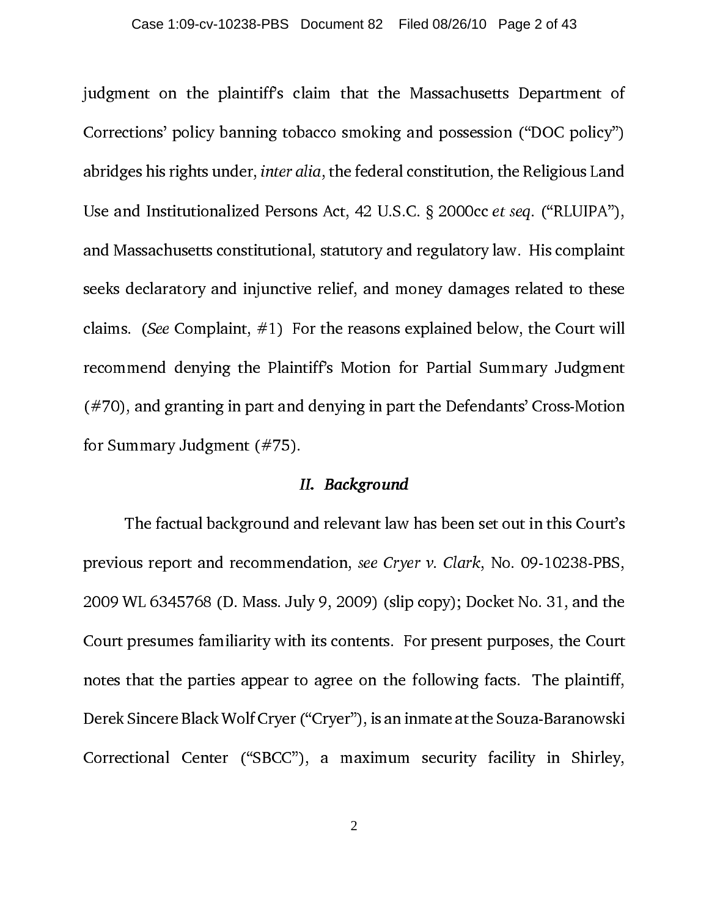judgment on the plaintiff's claim that the Massachusetts Department of Corrections' policy banning tobacco smoking and possession ("DOC policy") abridges his rights under, *inter alia*, the federal constitution, the Religious Land Use and Institutionalized Persons Act, 42 U.S.C. § 2000cc *et seq*. ("RLUIPA"), and Massachusetts constitutional, statutory and regulatory law. His complaint seeks declaratory and injunctive relief, and money damages related to these claims. (*See* Complaint, #1) For the reasons explained below, the Court will recommend denying the Plaintiff's Motion for Partial Summary Judgment (#70), and granting in part and denying in part the Defendants' Cross-Motion for Summary Judgment (#75).

## *II. Background*

The factual background and relevant law has been set out in this Court's previous report and recommendation, *see Cryer v. Clark*, No. 09-10238-PBS, 2009 WL 6345768 (D. Mass. July 9, 2009) (slip copy); Docket No. 31, and the Court presumes familiarity with its contents. For present purposes, the Court notes that the parties appear to agree on the following facts. The plaintiff, Derek Sincere Black Wolf Cryer ("Cryer"), is an inmate at the Souza-Baranowski Correctional Center ("SBCC"), a maximum security facility in Shirley,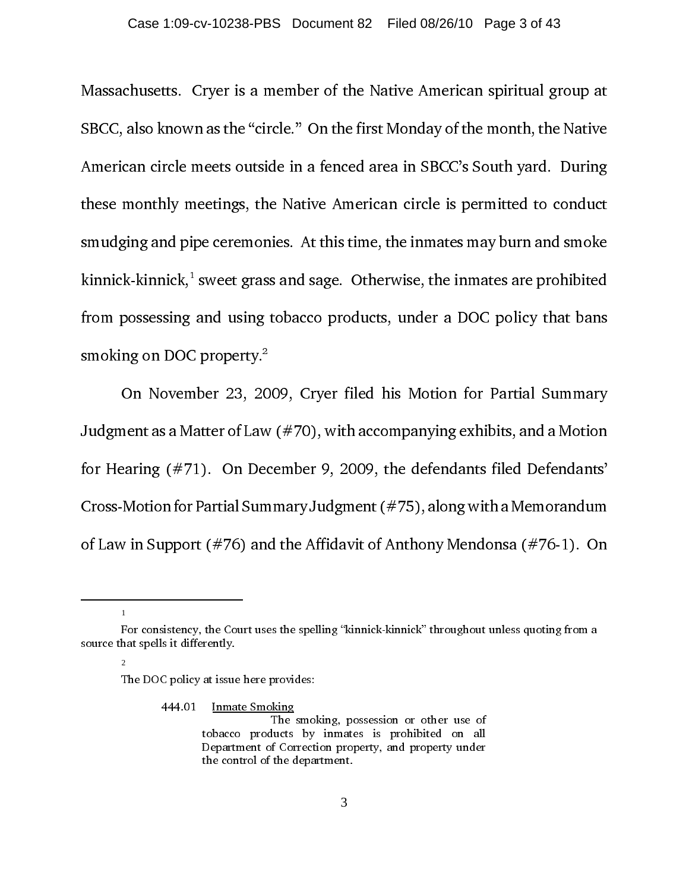Massachusetts. Cryer is a member of the Native American spiritual group at SBCC, also known as the "circle." On the first Monday of the month, the Native American circle meets outside in a fenced area in SBCC's South yard. During these monthly meetings, the Native American circle is permitted to conduct smudging and pipe ceremonies. At this time, the inmates may burn and smoke kinnick-kinnick,[1] sweet grass and sage. Otherwise, the inmates are prohibited from possessing and using tobacco products, under a DOC policy that bans smoking on DOC property.[2]

On November 23, 2009, Cryer filed his Motion for Partial Summary Judgment as a Matter of Law (#70), with accompanying exhibits, and a Motion for Hearing (#71). On December 9, 2009, the defendants filed Defendants' Cross-Motion for Partial Summary Judgment (#75), along with a Memorandum of Law in Support (#76) and the Affidavit of Anthony Mendonsa (#76-1). On

---

[1] For consistency, the Court uses the spelling "kinnick-kinnick" throughout unless quoting from a source that spells it differently.

[2] The DOC policy at issue here provides:

> 444.01 Inmate Smoking
>
> The smoking, possession or other use of tobacco products by inmates is prohibited on all Department of Correction property, and property under the control of the department.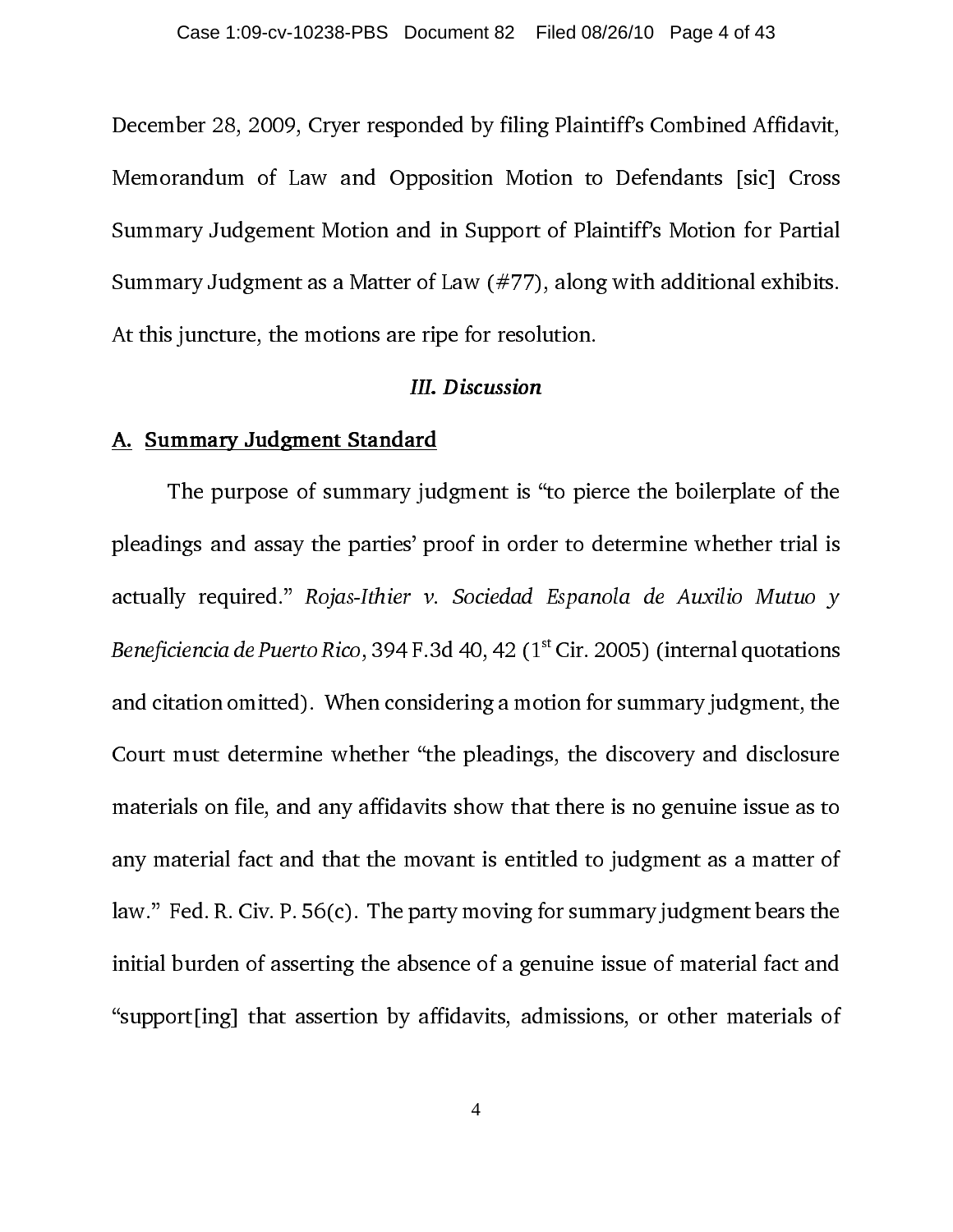December 28, 2009, Cryer responded by filing Plaintiff's Combined Affidavit, Memorandum of Law and Opposition Motion to Defendants [sic] Cross Summary Judgement Motion and in Support of Plaintiff's Motion for Partial Summary Judgment as a Matter of Law (#77), along with additional exhibits. At this juncture, the motions are ripe for resolution.

### *III. Discussion*

#### A. Summary Judgment Standard

The purpose of summary judgment is "to pierce the boilerplate of the pleadings and assay the parties' proof in order to determine whether trial is actually required." *Rojas-Ithier v. Sociedad Espanola de Auxilio Mutuo y Beneficiencia de Puerto Rico*, 394 F.3d 40, 42 (1st Cir. 2005) (internal quotations and citation omitted). When considering a motion for summary judgment, the Court must determine whether "the pleadings, the discovery and disclosure materials on file, and any affidavits show that there is no genuine issue as to any material fact and that the movant is entitled to judgment as a matter of law." Fed. R. Civ. P. 56(c). The party moving for summary judgment bears the initial burden of asserting the absence of a genuine issue of material fact and "support[ing] that assertion by affidavits, admissions, or other materials of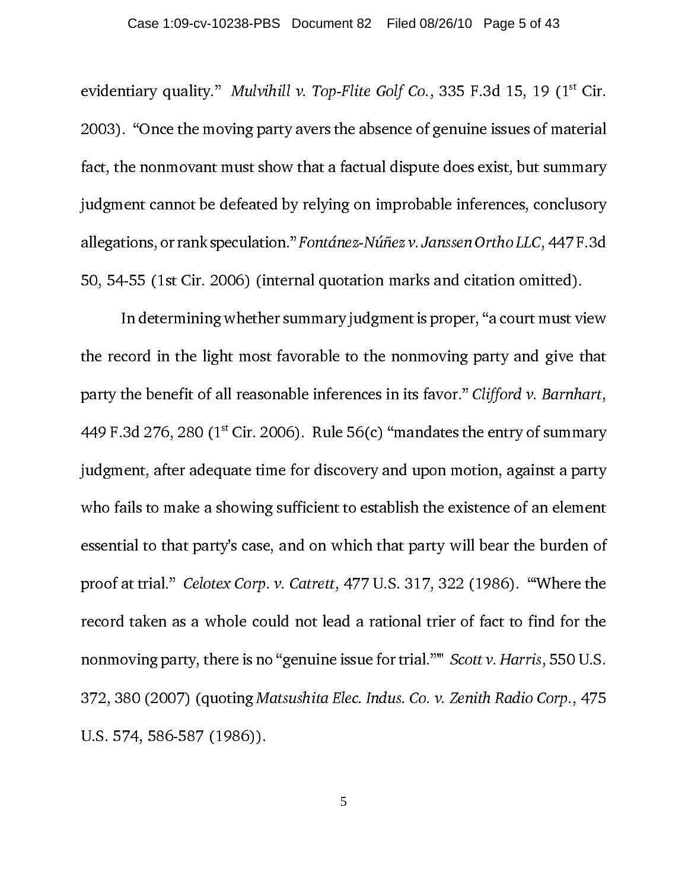evidentiary quality." *Mulvihill v. Top-Flite Golf Co.*, 335 F.3d 15, 19 (1st Cir. 2003). "Once the moving party avers the absence of genuine issues of material fact, the nonmovant must show that a factual dispute does exist, but summary judgment cannot be defeated by relying on improbable inferences, conclusory allegations, or rank speculation." *Fontánez-Núñez v. Janssen Ortho LLC*, 447 F.3d 50, 54-55 (1st Cir. 2006) (internal quotation marks and citation omitted).

In determining whether summary judgment is proper, "a court must view the record in the light most favorable to the nonmoving party and give that party the benefit of all reasonable inferences in its favor." *Clifford v. Barnhart*, 449 F.3d 276, 280 (1st Cir. 2006). Rule 56(c) "mandates the entry of summary judgment, after adequate time for discovery and upon motion, against a party who fails to make a showing sufficient to establish the existence of an element essential to that party's case, and on which that party will bear the burden of proof at trial." *Celotex Corp. v. Catrett*, 477 U.S. 317, 322 (1986). "'Where the record taken as a whole could not lead a rational trier of fact to find for the nonmoving party, there is no "genuine issue for trial."'" *Scott v. Harris*, 550 U.S. 372, 380 (2007) (quoting *Matsushita Elec. Indus. Co. v. Zenith Radio Corp.*, 475 U.S. 574, 586-587 (1986)).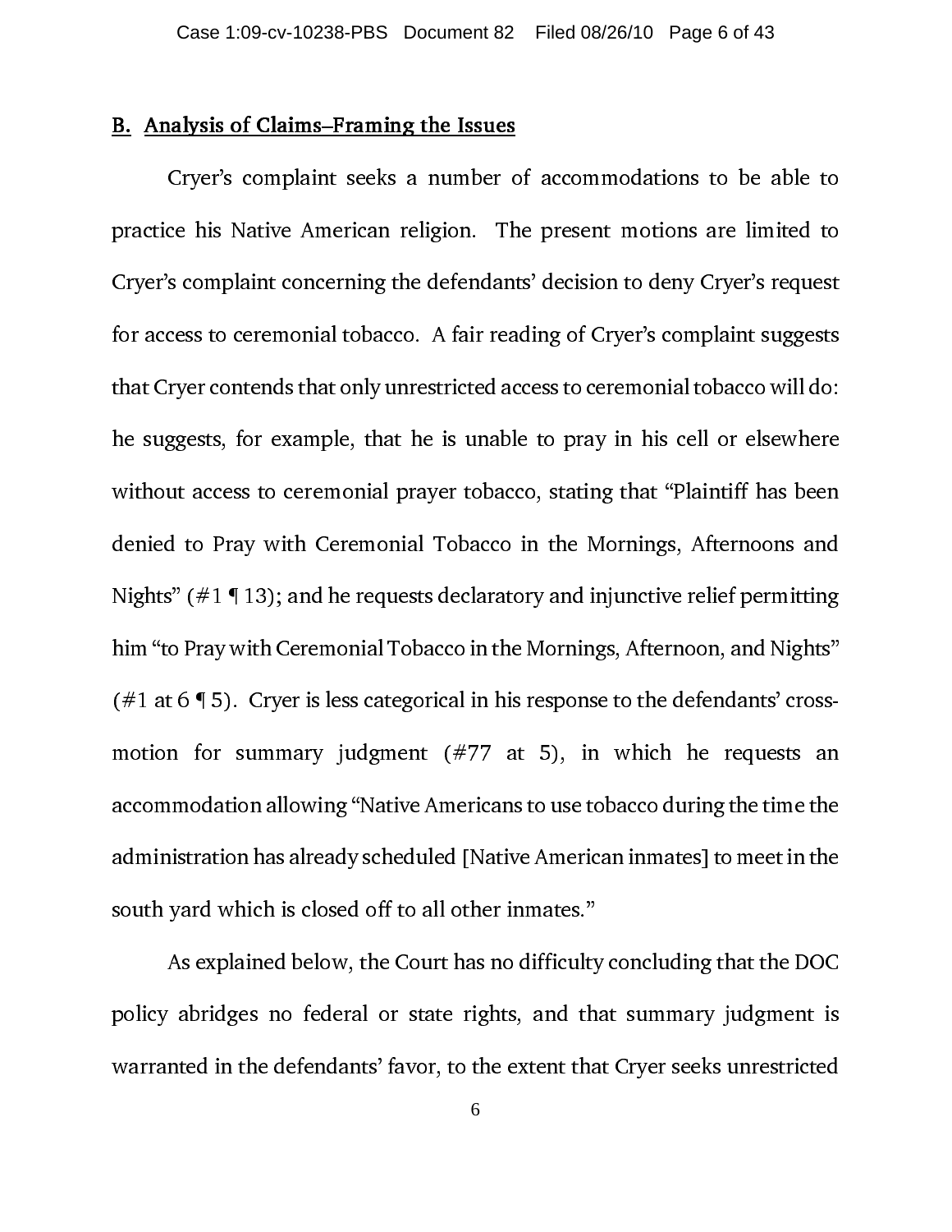## B. Analysis of Claims–Framing the Issues

Cryer's complaint seeks a number of accommodations to be able to practice his Native American religion. The present motions are limited to Cryer's complaint concerning the defendants' decision to deny Cryer's request for access to ceremonial tobacco. A fair reading of Cryer's complaint suggests that Cryer contends that only unrestricted access to ceremonial tobacco will do: he suggests, for example, that he is unable to pray in his cell or elsewhere without access to ceremonial prayer tobacco, stating that "Plaintiff has been denied to Pray with Ceremonial Tobacco in the Mornings, Afternoons and Nights" (#1 ¶ 13); and he requests declaratory and injunctive relief permitting him "to Pray with Ceremonial Tobacco in the Mornings, Afternoon, and Nights" (#1 at 6 ¶ 5). Cryer is less categorical in his response to the defendants' cross-motion for summary judgment (#77 at 5), in which he requests an accommodation allowing "Native Americans to use tobacco during the time the administration has already scheduled [Native American inmates] to meet in the south yard which is closed off to all other inmates."

As explained below, the Court has no difficulty concluding that the DOC policy abridges no federal or state rights, and that summary judgment is warranted in the defendants' favor, to the extent that Cryer seeks unrestricted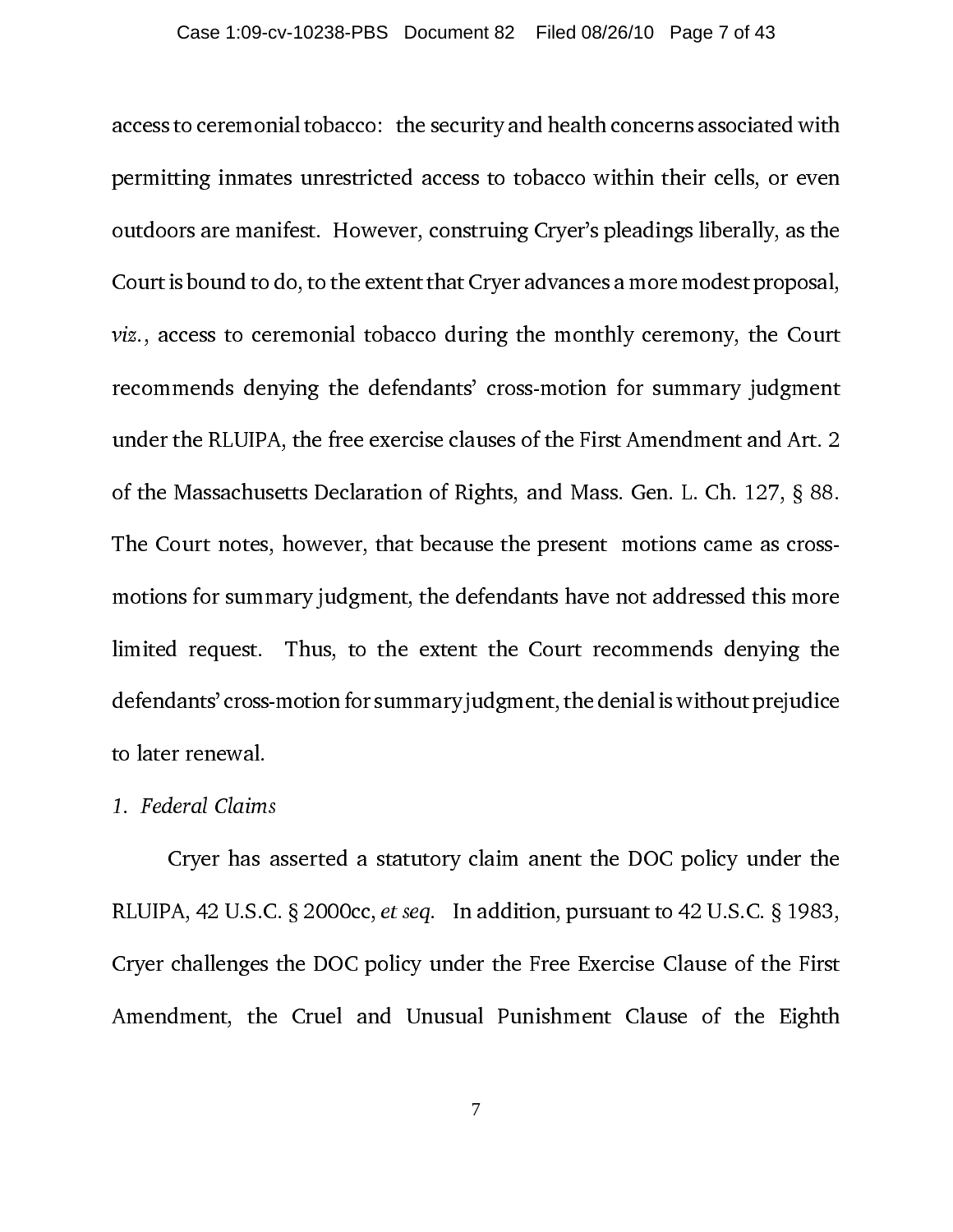access to ceremonial tobacco: the security and health concerns associated with permitting inmates unrestricted access to tobacco within their cells, or even outdoors are manifest. However, construing Cryer's pleadings liberally, as the Court is bound to do, to the extent that Cryer advances a more modest proposal, *viz.*, access to ceremonial tobacco during the monthly ceremony, the Court recommends denying the defendants' cross-motion for summary judgment under the RLUIPA, the free exercise clauses of the First Amendment and Art. 2 of the Massachusetts Declaration of Rights, and Mass. Gen. L. Ch. 127, § 88. The Court notes, however, that because the present motions came as cross-motions for summary judgment, the defendants have not addressed this more limited request. Thus, to the extent the Court recommends denying the defendants' cross-motion for summary judgment, the denial is without prejudice to later renewal.

*1. Federal Claims*

Cryer has asserted a statutory claim anent the DOC policy under the RLUIPA, 42 U.S.C. § 2000cc, *et seq.* In addition, pursuant to 42 U.S.C. § 1983, Cryer challenges the DOC policy under the Free Exercise Clause of the First Amendment, the Cruel and Unusual Punishment Clause of the Eighth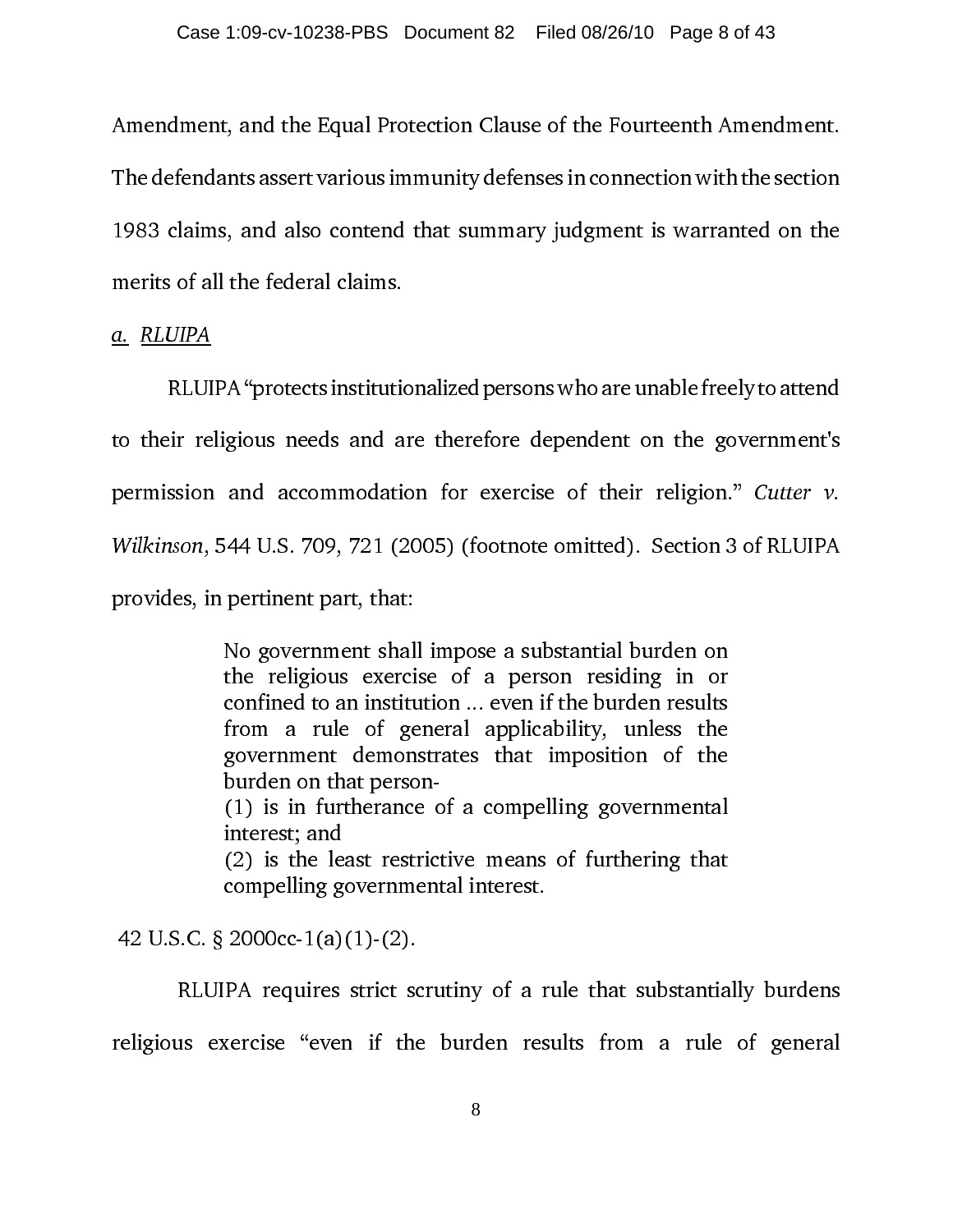Amendment, and the Equal Protection Clause of the Fourteenth Amendment. The defendants assert various immunity defenses in connection with the section 1983 claims, and also contend that summary judgment is warranted on the merits of all the federal claims.

*a. RLUIPA*

RLUIPA "protects institutionalized persons who are unable freely to attend to their religious needs and are therefore dependent on the government's permission and accommodation for exercise of their religion." *Cutter v. Wilkinson*, 544 U.S. 709, 721 (2005) (footnote omitted). Section 3 of RLUIPA provides, in pertinent part, that:

> No government shall impose a substantial burden on the religious exercise of a person residing in or confined to an institution ... even if the burden results from a rule of general applicability, unless the government demonstrates that imposition of the burden on that person-
> (1) is in furtherance of a compelling governmental interest; and
> (2) is the least restrictive means of furthering that compelling governmental interest.

42 U.S.C. § 2000cc-1(a)(1)-(2).

RLUIPA requires strict scrutiny of a rule that substantially burdens religious exercise "even if the burden results from a rule of general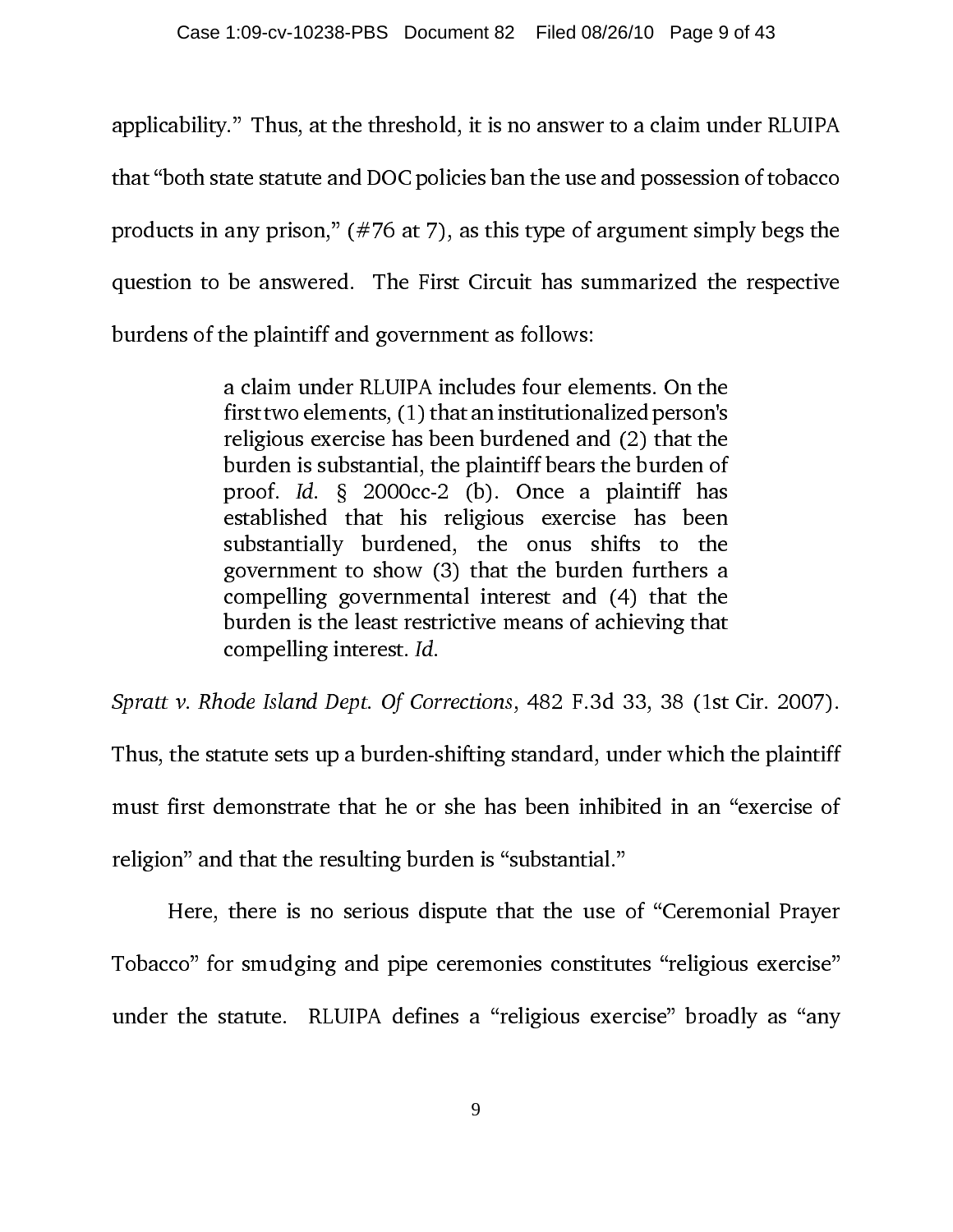applicability." Thus, at the threshold, it is no answer to a claim under RLUIPA that "both state statute and DOC policies ban the use and possession of tobacco products in any prison," (#76 at 7), as this type of argument simply begs the question to be answered. The First Circuit has summarized the respective burdens of the plaintiff and government as follows:

> a claim under RLUIPA includes four elements. On the first two elements, (1) that an institutionalized person's religious exercise has been burdened and (2) that the burden is substantial, the plaintiff bears the burden of proof. *Id.* § 2000cc-2 (b). Once a plaintiff has established that his religious exercise has been substantially burdened, the onus shifts to the government to show (3) that the burden furthers a compelling governmental interest and (4) that the burden is the least restrictive means of achieving that compelling interest. *Id.*

*Spratt v. Rhode Island Dept. Of Corrections*, 482 F.3d 33, 38 (1st Cir. 2007). Thus, the statute sets up a burden-shifting standard, under which the plaintiff must first demonstrate that he or she has been inhibited in an "exercise of religion" and that the resulting burden is "substantial."

Here, there is no serious dispute that the use of "Ceremonial Prayer Tobacco" for smudging and pipe ceremonies constitutes "religious exercise" under the statute. RLUIPA defines a "religious exercise" broadly as "any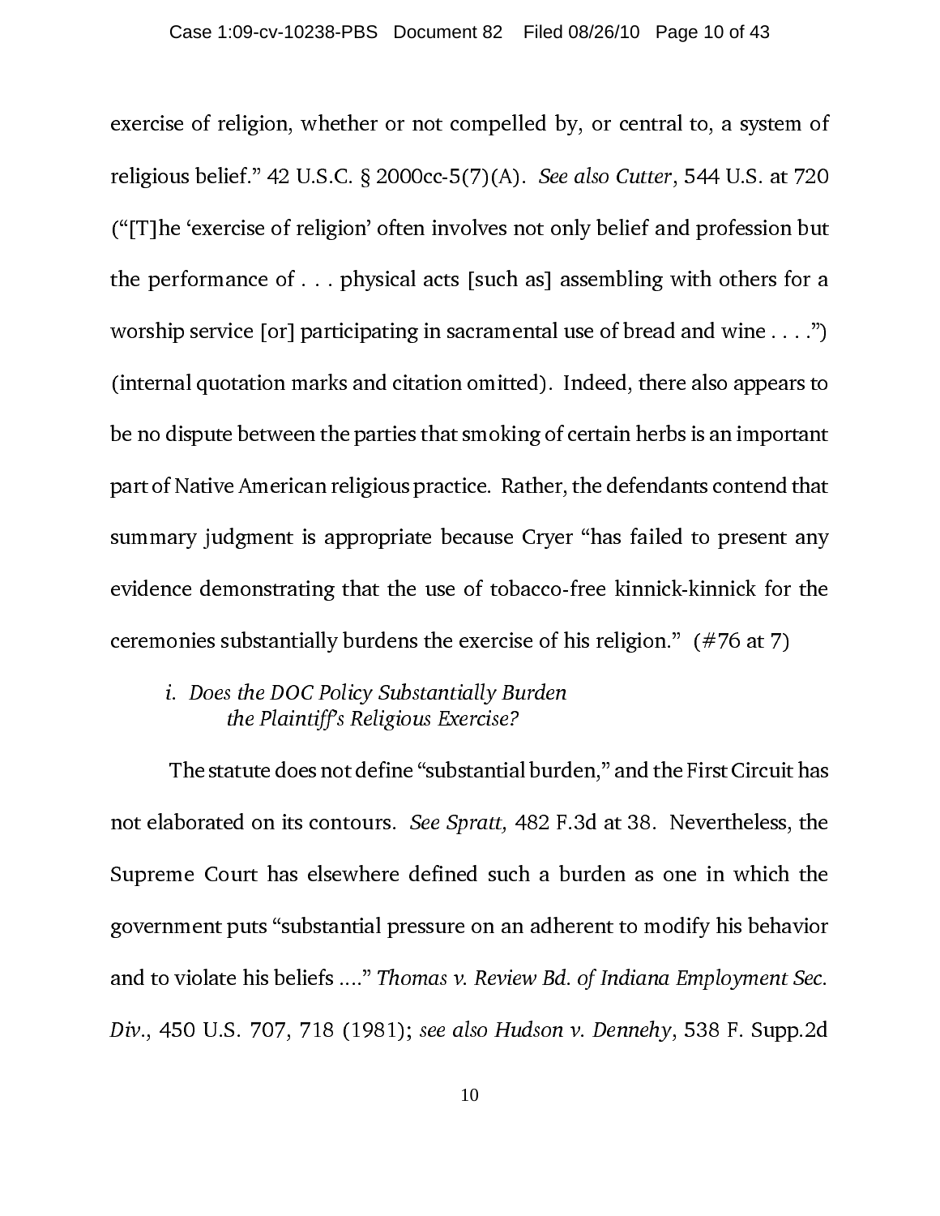exercise of religion, whether or not compelled by, or central to, a system of religious belief." 42 U.S.C. § 2000cc-5(7)(A). *See also Cutter*, 544 U.S. at 720 ("[T]he 'exercise of religion' often involves not only belief and profession but the performance of . . . physical acts [such as] assembling with others for a worship service [or] participating in sacramental use of bread and wine . . . .") (internal quotation marks and citation omitted). Indeed, there also appears to be no dispute between the parties that smoking of certain herbs is an important part of Native American religious practice. Rather, the defendants contend that summary judgment is appropriate because Cryer "has failed to present any evidence demonstrating that the use of tobacco-free kinnick-kinnick for the ceremonies substantially burdens the exercise of his religion." (#76 at 7)

*i. Does the DOC Policy Substantially Burden the Plaintiff's Religious Exercise?*

The statute does not define "substantial burden," and the First Circuit has not elaborated on its contours. *See Spratt,* 482 F.3d at 38. Nevertheless, the Supreme Court has elsewhere defined such a burden as one in which the government puts "substantial pressure on an adherent to modify his behavior and to violate his beliefs ...." *Thomas v. Review Bd. of Indiana Employment Sec. Div.*, 450 U.S. 707, 718 (1981); *see also Hudson v. Dennehy*, 538 F. Supp.2d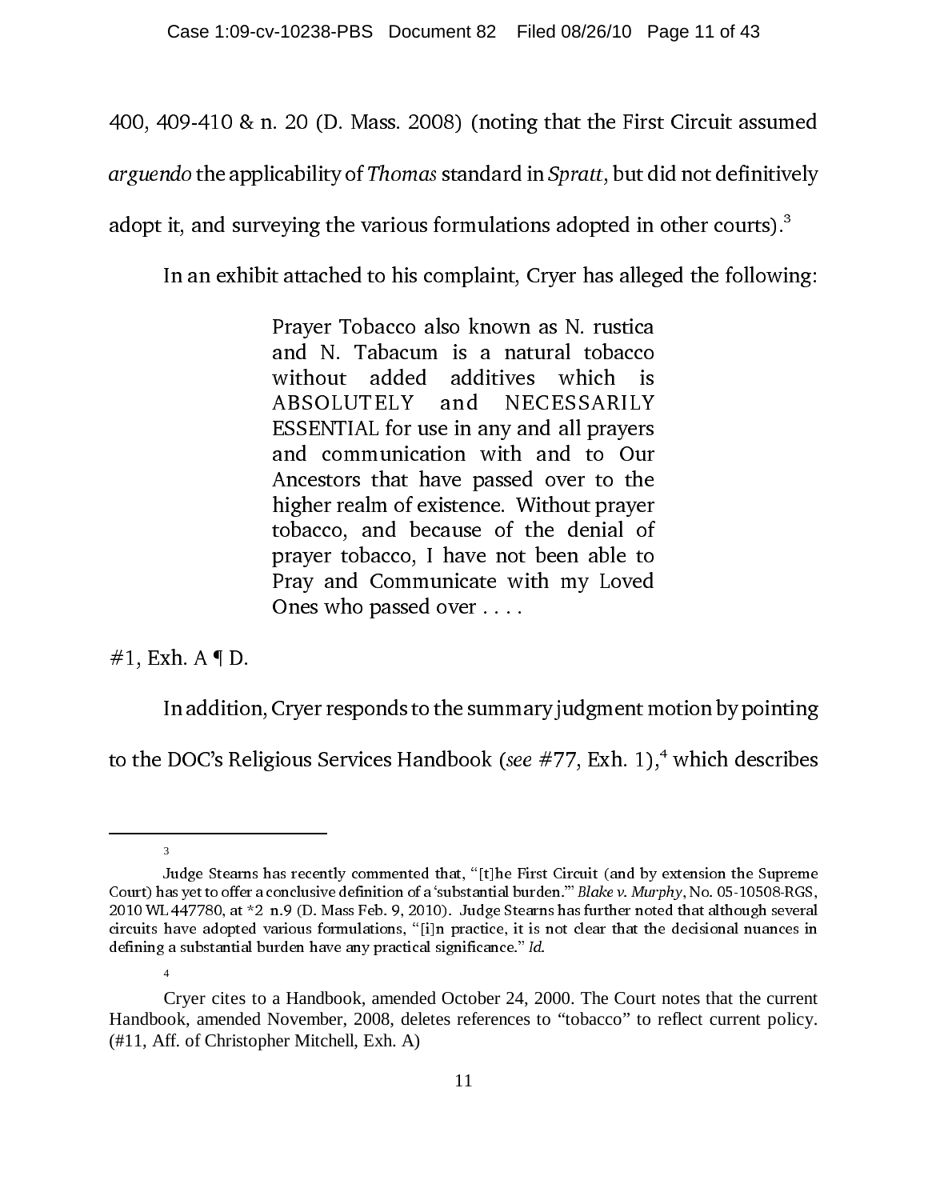400, 409-410 & n. 20 (D. Mass. 2008) (noting that the First Circuit assumed *arguendo* the applicability of *Thomas* standard in *Spratt*, but did not definitively adopt it, and surveying the various formulations adopted in other courts).[3]

In an exhibit attached to his complaint, Cryer has alleged the following:

> Prayer Tobacco also known as N. rustica and N. Tabacum is a natural tobacco without added additives which is ABSOLUTELY and NECESSARILY ESSENTIAL for use in any and all prayers and communication with and to Our Ancestors that have passed over to the higher realm of existence. Without prayer tobacco, and because of the denial of prayer tobacco, I have not been able to Pray and Communicate with my Loved Ones who passed over . . . .

#1, Exh. A ¶ D.

In addition, Cryer responds to the summary judgment motion by pointing to the DOC's Religious Services Handbook (*see* #77, Exh. 1),[4] which describes

---

[3] Judge Stearns has recently commented that, "[t]he First Circuit (and by extension the Supreme Court) has yet to offer a conclusive definition of a 'substantial burden.'" *Blake v. Murphy*, No. 05-10508-RGS, 2010 WL 447780, at *2 n.9 (D. Mass Feb. 9, 2010). Judge Stearns has further noted that although several circuits have adopted various formulations, "[i]n practice, it is not clear that the decisional nuances in defining a substantial burden have any practical significance." *Id.*

[4] Cryer cites to a Handbook, amended October 24, 2000. The Court notes that the current Handbook, amended November, 2008, deletes references to "tobacco" to reflect current policy. (#11, Aff. of Christopher Mitchell, Exh. A)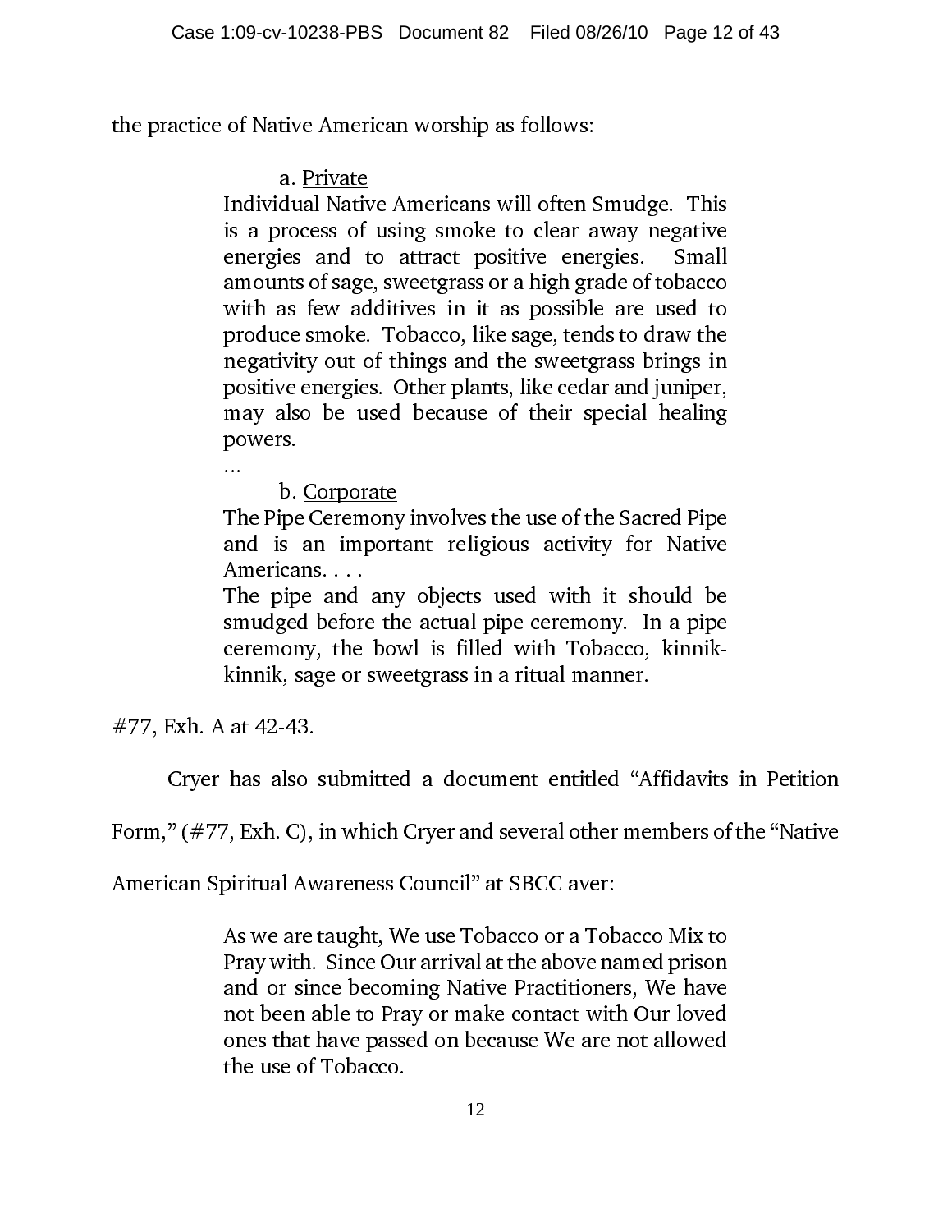the practice of Native American worship as follows:

> a. Private
>
> Individual Native Americans will often Smudge. This is a process of using smoke to clear away negative energies and to attract positive energies. Small amounts of sage, sweetgrass or a high grade of tobacco with as few additives in it as possible are used to produce smoke. Tobacco, like sage, tends to draw the negativity out of things and the sweetgrass brings in positive energies. Other plants, like cedar and juniper, may also be used because of their special healing powers.
>
> ...
>
> b. Corporate
>
> The Pipe Ceremony involves the use of the Sacred Pipe and is an important religious activity for Native Americans. . . .
>
> The pipe and any objects used with it should be smudged before the actual pipe ceremony. In a pipe ceremony, the bowl is filled with Tobacco, kinnik-kinnik, sage or sweetgrass in a ritual manner.

#77, Exh. A at 42-43.

Cryer has also submitted a document entitled "Affidavits in Petition Form," (#77, Exh. C), in which Cryer and several other members of the "Native American Spiritual Awareness Council" at SBCC aver:

> As we are taught, We use Tobacco or a Tobacco Mix to Pray with. Since Our arrival at the above named prison and or since becoming Native Practitioners, We have not been able to Pray or make contact with Our loved ones that have passed on because We are not allowed the use of Tobacco.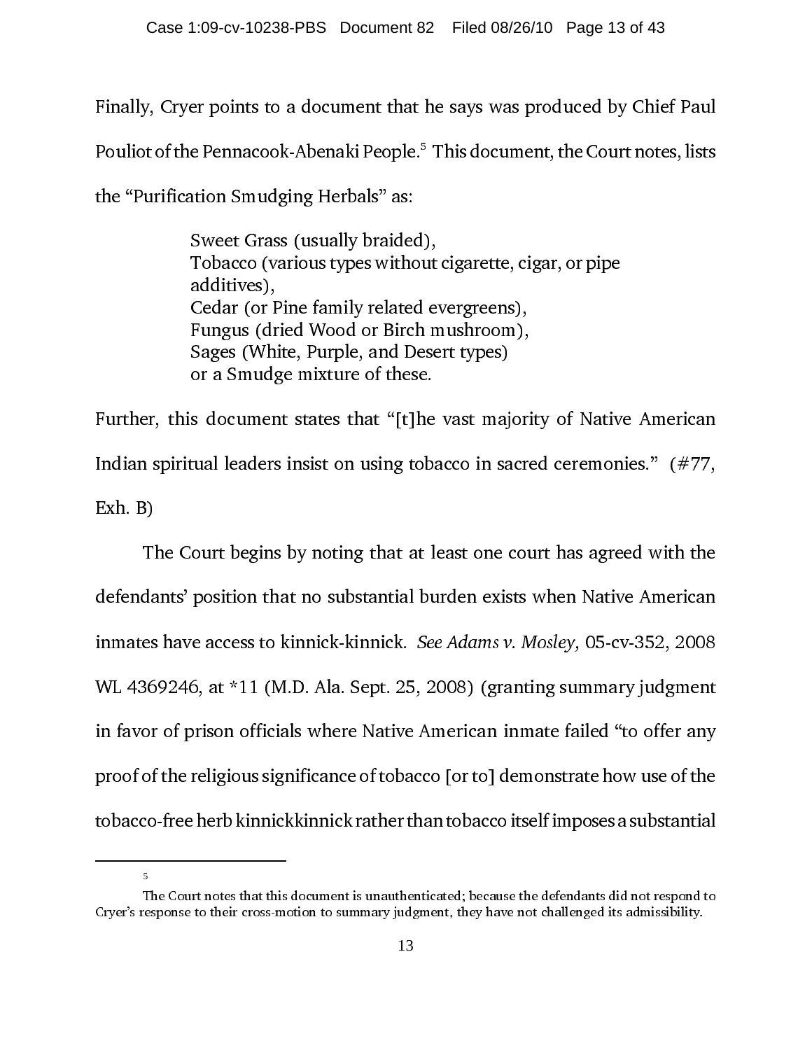Finally, Cryer points to a document that he says was produced by Chief Paul Pouliot of the Pennacook-Abenaki People.[5] This document, the Court notes, lists the "Purification Smudging Herbals" as:

> Sweet Grass (usually braided),
> Tobacco (various types without cigarette, cigar, or pipe additives),
> Cedar (or Pine family related evergreens),
> Fungus (dried Wood or Birch mushroom),
> Sages (White, Purple, and Desert types)
> or a Smudge mixture of these.

Further, this document states that "[t]he vast majority of Native American Indian spiritual leaders insist on using tobacco in sacred ceremonies." (#77, Exh. B)

The Court begins by noting that at least one court has agreed with the defendants' position that no substantial burden exists when Native American inmates have access to kinnick-kinnick. *See Adams v. Mosley,* 05-cv-352, 2008 WL 4369246, at *11 (M.D. Ala. Sept. 25, 2008) (granting summary judgment in favor of prison officials where Native American inmate failed "to offer any proof of the religious significance of tobacco [or to] demonstrate how use of the tobacco-free herb kinnickkinnick rather than tobacco itself imposes a substantial

---

[5] The Court notes that this document is unauthenticated; because the defendants did not respond to Cryer's response to their cross-motion to summary judgment, they have not challenged its admissibility.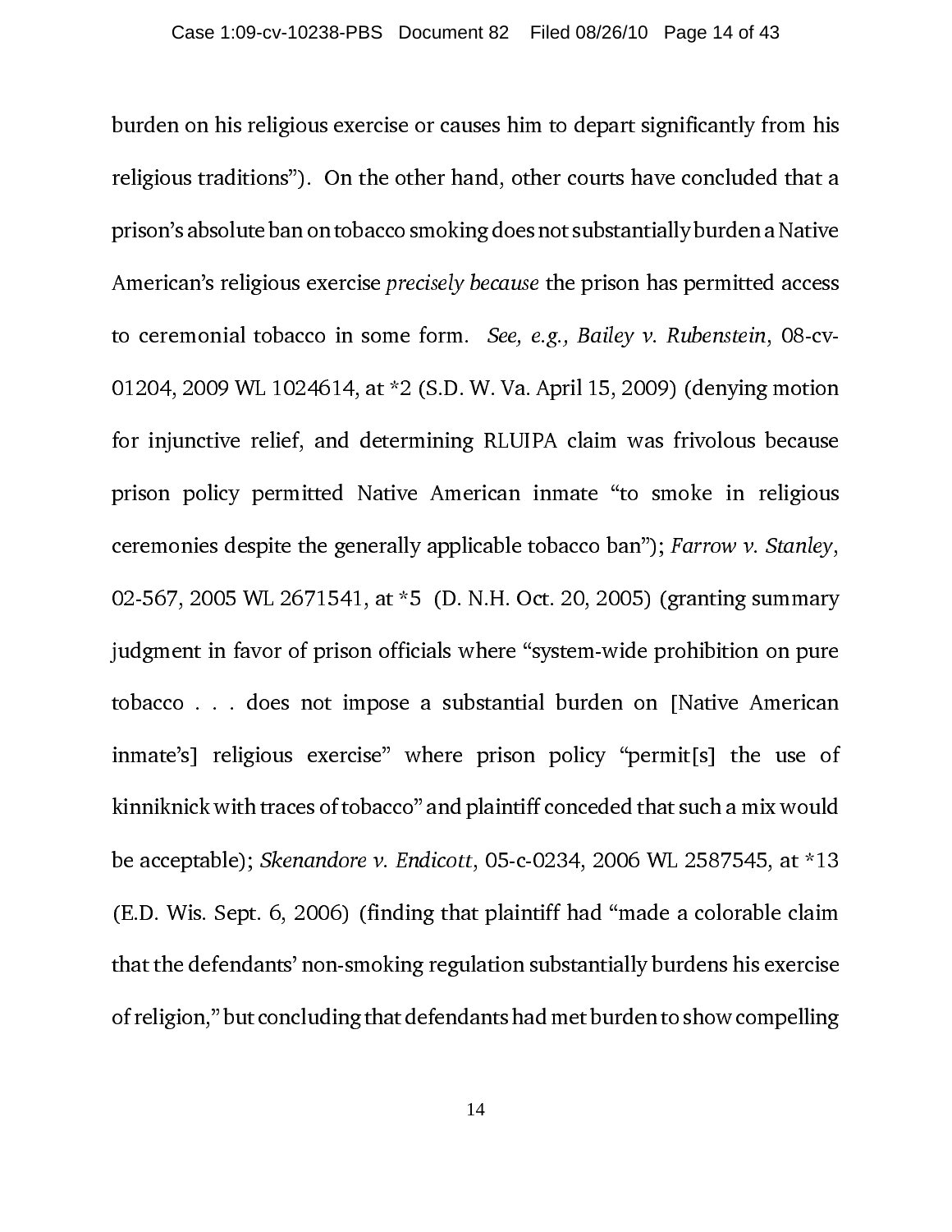burden on his religious exercise or causes him to depart significantly from his religious traditions"). On the other hand, other courts have concluded that a prison's absolute ban on tobacco smoking does not substantially burden a Native American's religious exercise *precisely because* the prison has permitted access to ceremonial tobacco in some form. *See, e.g., Bailey v. Rubenstein,* 08-cv-01204, 2009 WL 1024614, at *2 (S.D. W. Va. April 15, 2009) (denying motion for injunctive relief, and determining RLUIPA claim was frivolous because prison policy permitted Native American inmate "to smoke in religious ceremonies despite the generally applicable tobacco ban"); *Farrow v. Stanley*, 02-567, 2005 WL 2671541, at *5 (D. N.H. Oct. 20, 2005) (granting summary judgment in favor of prison officials where "system-wide prohibition on pure tobacco . . . does not impose a substantial burden on [Native American inmate's] religious exercise" where prison policy "permit[s] the use of kinniknick with traces of tobacco" and plaintiff conceded that such a mix would be acceptable); *Skenandore v. Endicott,* 05-c-0234, 2006 WL 2587545, at *13 (E.D. Wis. Sept. 6, 2006) (finding that plaintiff had "made a colorable claim that the defendants' non-smoking regulation substantially burdens his exercise of religion," but concluding that defendants had met burden to show compelling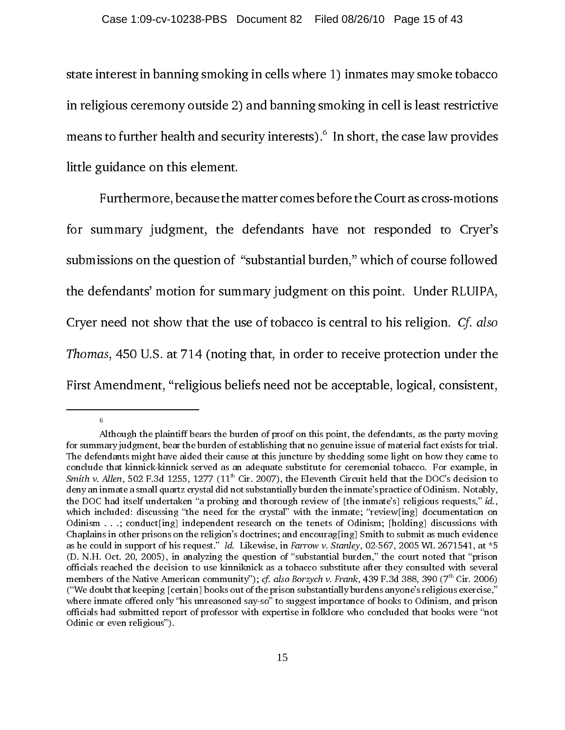state interest in banning smoking in cells where 1) inmates may smoke tobacco in religious ceremony outside 2) and banning smoking in cell is least restrictive means to further health and security interests).[6] In short, the case law provides little guidance on this element.

Furthermore, because the matter comes before the Court as cross-motions for summary judgment, the defendants have not responded to Cryer's submissions on the question of "substantial burden," which of course followed the defendants' motion for summary judgment on this point. Under RLUIPA, Cryer need not show that the use of tobacco is central to his religion. *Cf. also Thomas*, 450 U.S. at 714 (noting that, in order to receive protection under the First Amendment, "religious beliefs need not be acceptable, logical, consistent,

---

[6] Although the plaintiff bears the burden of proof on this point, the defendants, as the party moving for summary judgment, bear the burden of establishing that no genuine issue of material fact exists for trial. The defendants might have aided their cause at this juncture by shedding some light on how they came to conclude that kinnick-kinnick served as an adequate substitute for ceremonial tobacco. For example, in *Smith v. Allen*, 502 F.3d 1255, 1277 (11th Cir. 2007), the Eleventh Circuit held that the DOC's decision to deny an inmate a small quartz crystal did not substantially burden the inmate's practice of Odinism. Notably, the DOC had itself undertaken "a probing and thorough review of [the inmate's] religious requests," *id.*, which included: discussing "the need for the crystal" with the inmate; "review[ing] documentation on Odinism . . .; conduct[ing] independent research on the tenets of Odinism; [holding] discussions with Chaplains in other prisons on the religion's doctrines; and encourag[ing] Smith to submit as much evidence as he could in support of his request." *Id.* Likewise, in *Farrow v. Stanley*, 02-567, 2005 WL 2671541, at *5 (D. N.H. Oct. 20, 2005), in analyzing the question of "substantial burden," the court noted that "prison officials reached the decision to use kinniknick as a tobacco substitute after they consulted with several members of the Native American community"); *cf. also Borzych v. Frank*, 439 F.3d 388, 390 (7th Cir. 2006) ("We doubt that keeping [certain] books out of the prison substantially burdens anyone's religious exercise," where inmate offered only "his unreasoned say-so" to suggest importance of books to Odinism, and prison officials had submitted report of professor with expertise in folklore who concluded that books were "not Odinic or even religious").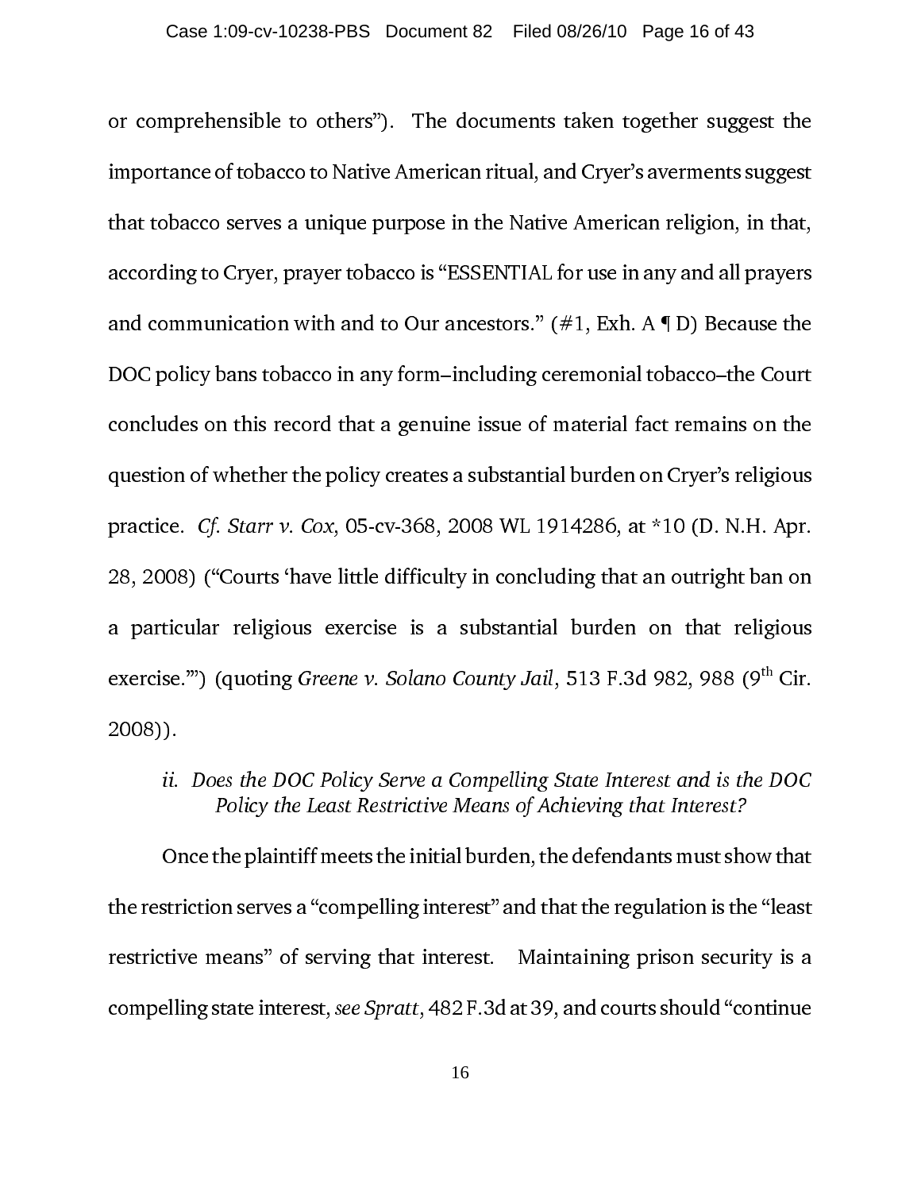or comprehensible to others"). The documents taken together suggest the importance of tobacco to Native American ritual, and Cryer's averments suggest that tobacco serves a unique purpose in the Native American religion, in that, according to Cryer, prayer tobacco is "ESSENTIAL for use in any and all prayers and communication with and to Our ancestors." (#1, Exh. A ¶ D) Because the DOC policy bans tobacco in any form–including ceremonial tobacco–the Court concludes on this record that a genuine issue of material fact remains on the question of whether the policy creates a substantial burden on Cryer's religious practice. *Cf. Starr v. Cox*, 05-cv-368, 2008 WL 1914286, at *10 (D. N.H. Apr. 28, 2008) ("Courts 'have little difficulty in concluding that an outright ban on a particular religious exercise is a substantial burden on that religious exercise.'") (quoting *Greene v. Solano County Jail*, 513 F.3d 982, 988 (9th Cir. 2008)).

*ii. Does the DOC Policy Serve a Compelling State Interest and is the DOC Policy the Least Restrictive Means of Achieving that Interest?*

Once the plaintiff meets the initial burden, the defendants must show that the restriction serves a "compelling interest" and that the regulation is the "least restrictive means" of serving that interest. Maintaining prison security is a compelling state interest, *see Spratt*, 482 F.3d at 39, and courts should "continue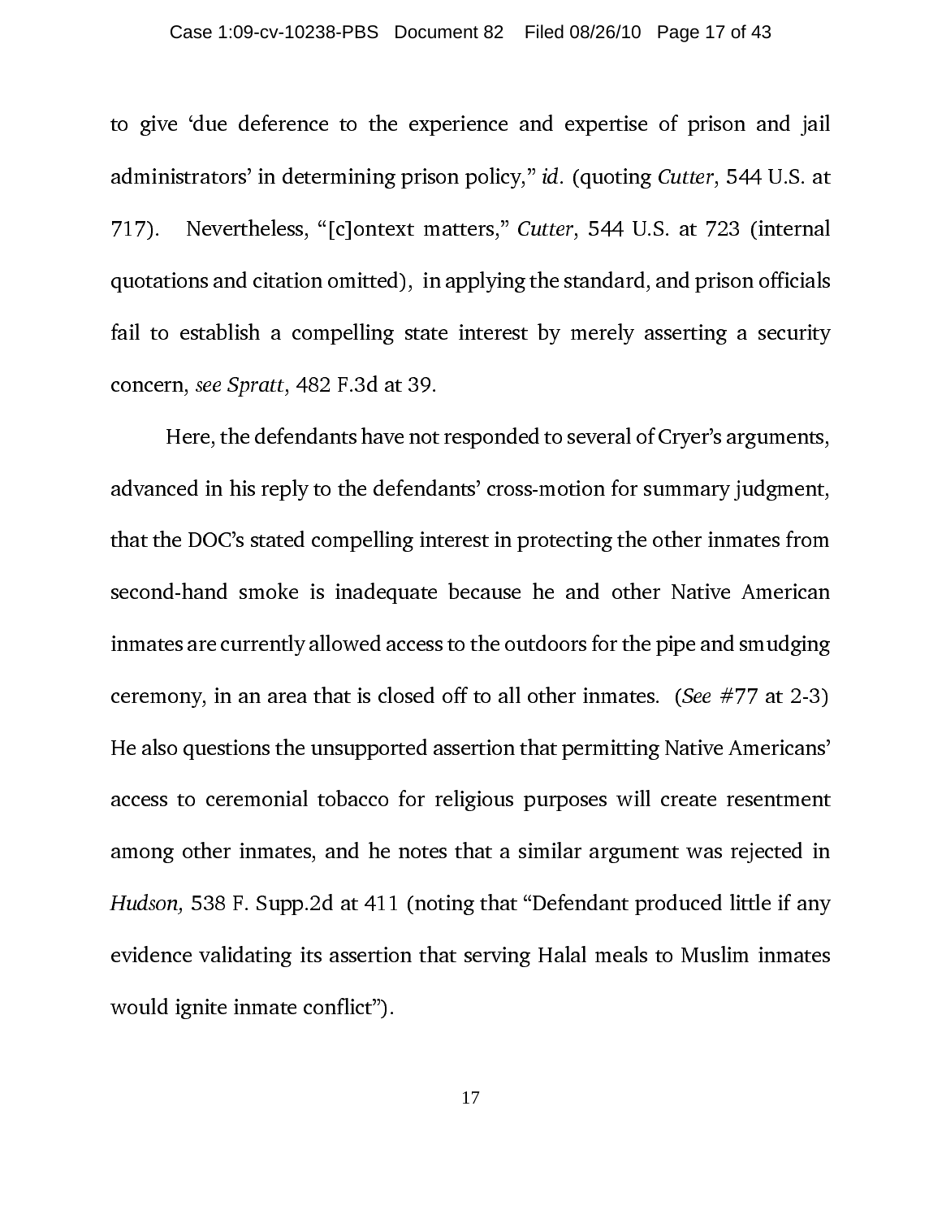to give 'due deference to the experience and expertise of prison and jail administrators' in determining prison policy," *id.* (quoting *Cutter*, 544 U.S. at 717). Nevertheless, "[c]ontext matters," *Cutter*, 544 U.S. at 723 (internal quotations and citation omitted), in applying the standard, and prison officials fail to establish a compelling state interest by merely asserting a security concern, *see Spratt*, 482 F.3d at 39.

Here, the defendants have not responded to several of Cryer's arguments, advanced in his reply to the defendants' cross-motion for summary judgment, that the DOC's stated compelling interest in protecting the other inmates from second-hand smoke is inadequate because he and other Native American inmates are currently allowed access to the outdoors for the pipe and smudging ceremony, in an area that is closed off to all other inmates. (*See* #77 at 2-3) He also questions the unsupported assertion that permitting Native Americans' access to ceremonial tobacco for religious purposes will create resentment among other inmates, and he notes that a similar argument was rejected in *Hudson,* 538 F. Supp.2d at 411 (noting that "Defendant produced little if any evidence validating its assertion that serving Halal meals to Muslim inmates would ignite inmate conflict").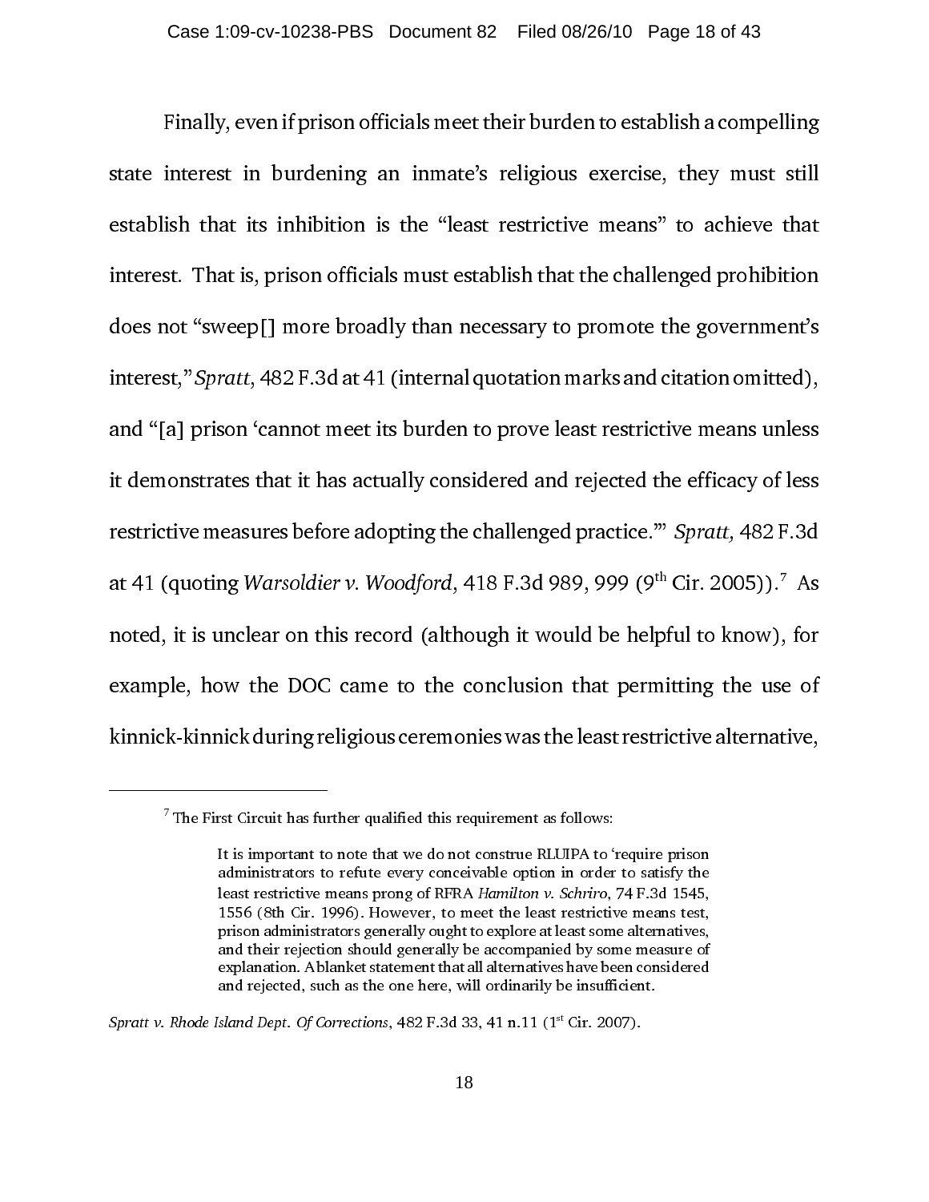Finally, even if prison officials meet their burden to establish a compelling state interest in burdening an inmate's religious exercise, they must still establish that its inhibition is the "least restrictive means" to achieve that interest. That is, prison officials must establish that the challenged prohibition does not "sweep[] more broadly than necessary to promote the government's interest," *Spratt*, 482 F.3d at 41 (internal quotation marks and citation omitted), and "[a] prison 'cannot meet its burden to prove least restrictive means unless it demonstrates that it has actually considered and rejected the efficacy of less restrictive measures before adopting the challenged practice.'" *Spratt,* 482 F.3d at 41 (quoting *Warsoldier v. Woodford*, 418 F.3d 989, 999 (9th Cir. 2005)).[7] As noted, it is unclear on this record (although it would be helpful to know), for example, how the DOC came to the conclusion that permitting the use of kinnick-kinnick during religious ceremonies was the least restrictive alternative,

---

[7] The First Circuit has further qualified this requirement as follows:

> It is important to note that we do not construe RLUIPA to 'require prison administrators to refute every conceivable option in order to satisfy the least restrictive means prong of RFRA *Hamilton v. Schriro*, 74 F.3d 1545, 1556 (8th Cir. 1996). However, to meet the least restrictive means test, prison administrators generally ought to explore at least some alternatives, and their rejection should generally be accompanied by some measure of explanation. A blanket statement that all alternatives have been considered and rejected, such as the one here, will ordinarily be insufficient.

*Spratt v. Rhode Island Dept. Of Corrections*, 482 F.3d 33, 41 n.11 (1st Cir. 2007).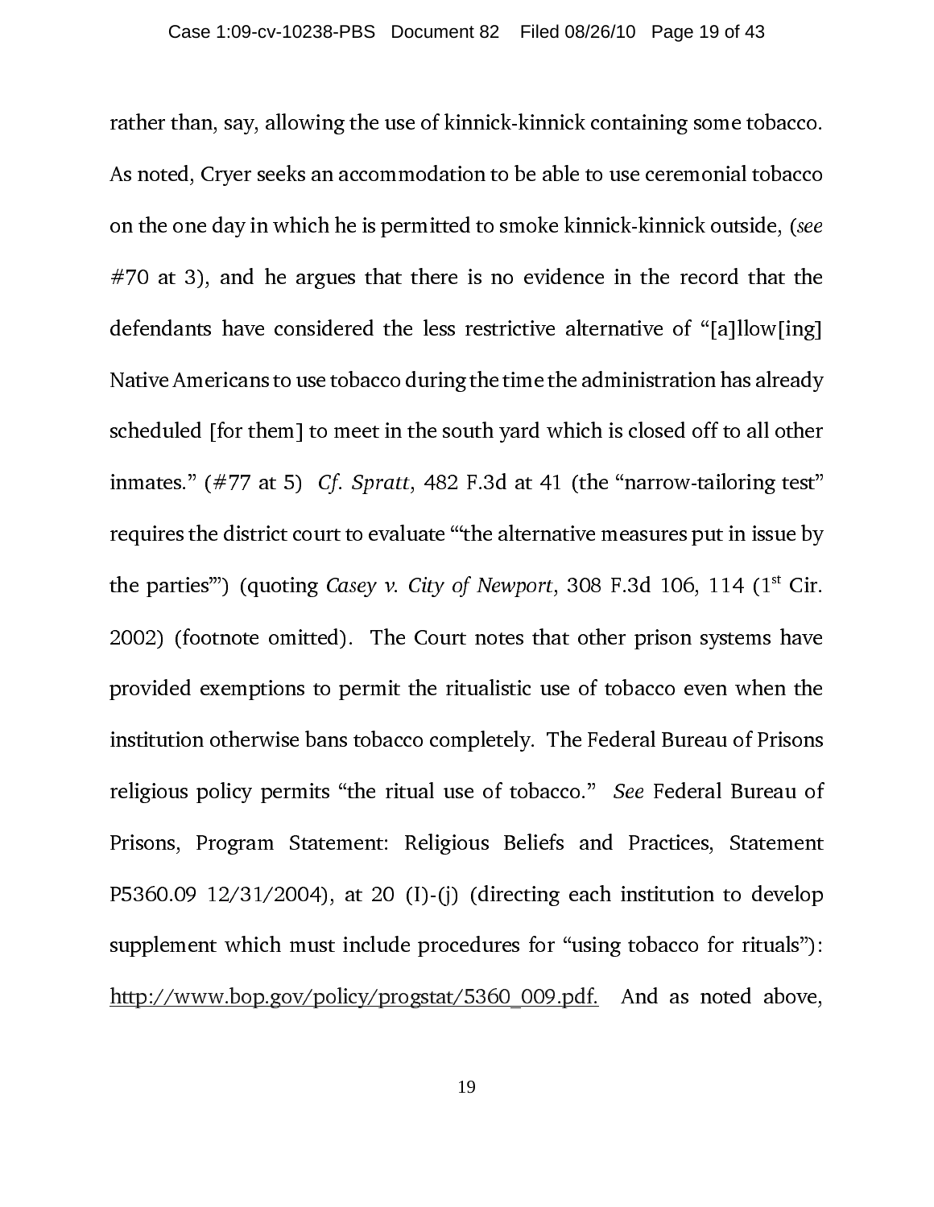rather than, say, allowing the use of kinnick-kinnick containing some tobacco. As noted, Cryer seeks an accommodation to be able to use ceremonial tobacco on the one day in which he is permitted to smoke kinnick-kinnick outside, (*see* #70 at 3), and he argues that there is no evidence in the record that the defendants have considered the less restrictive alternative of "[a]llow[ing] Native Americans to use tobacco during the time the administration has already scheduled [for them] to meet in the south yard which is closed off to all other inmates." (#77 at 5) *Cf. Spratt*, 482 F.3d at 41 (the "narrow-tailoring test" requires the district court to evaluate "'the alternative measures put in issue by the parties'") (quoting *Casey v. City of Newport*, 308 F.3d 106, 114 (1st Cir. 2002) (footnote omitted). The Court notes that other prison systems have provided exemptions to permit the ritualistic use of tobacco even when the institution otherwise bans tobacco completely. The Federal Bureau of Prisons religious policy permits "the ritual use of tobacco." *See* Federal Bureau of Prisons, Program Statement: Religious Beliefs and Practices, Statement P5360.09 12/31/2004), at 20 (I)-(j) (directing each institution to develop supplement which must include procedures for "using tobacco for rituals"): http://www.bop.gov/policy/progstat/5360_009.pdf. And as noted above,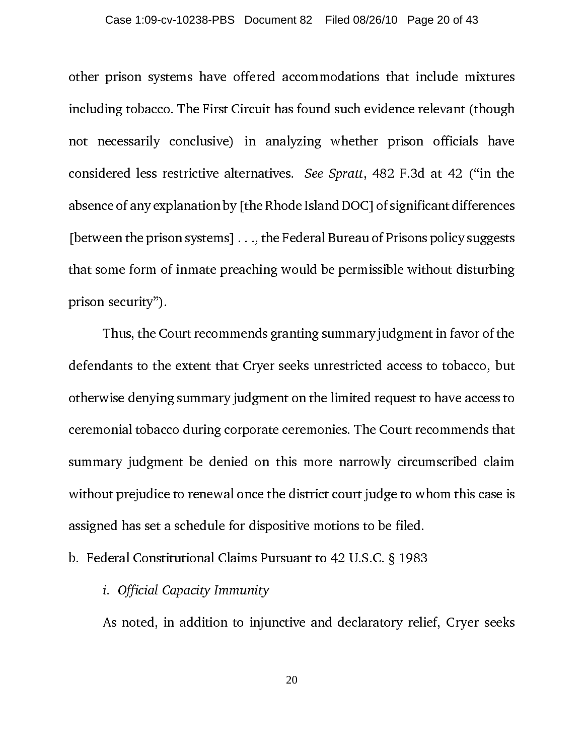other prison systems have offered accommodations that include mixtures including tobacco. The First Circuit has found such evidence relevant (though not necessarily conclusive) in analyzing whether prison officials have considered less restrictive alternatives. *See Spratt*, 482 F.3d at 42 ("in the absence of any explanation by [the Rhode Island DOC] of significant differences [between the prison systems] . . ., the Federal Bureau of Prisons policy suggests that some form of inmate preaching would be permissible without disturbing prison security").

Thus, the Court recommends granting summary judgment in favor of the defendants to the extent that Cryer seeks unrestricted access to tobacco, but otherwise denying summary judgment on the limited request to have access to ceremonial tobacco during corporate ceremonies. The Court recommends that summary judgment be denied on this more narrowly circumscribed claim without prejudice to renewal once the district court judge to whom this case is assigned has set a schedule for dispositive motions to be filed.

b. Federal Constitutional Claims Pursuant to 42 U.S.C. § 1983

*i. Official Capacity Immunity*

As noted, in addition to injunctive and declaratory relief, Cryer seeks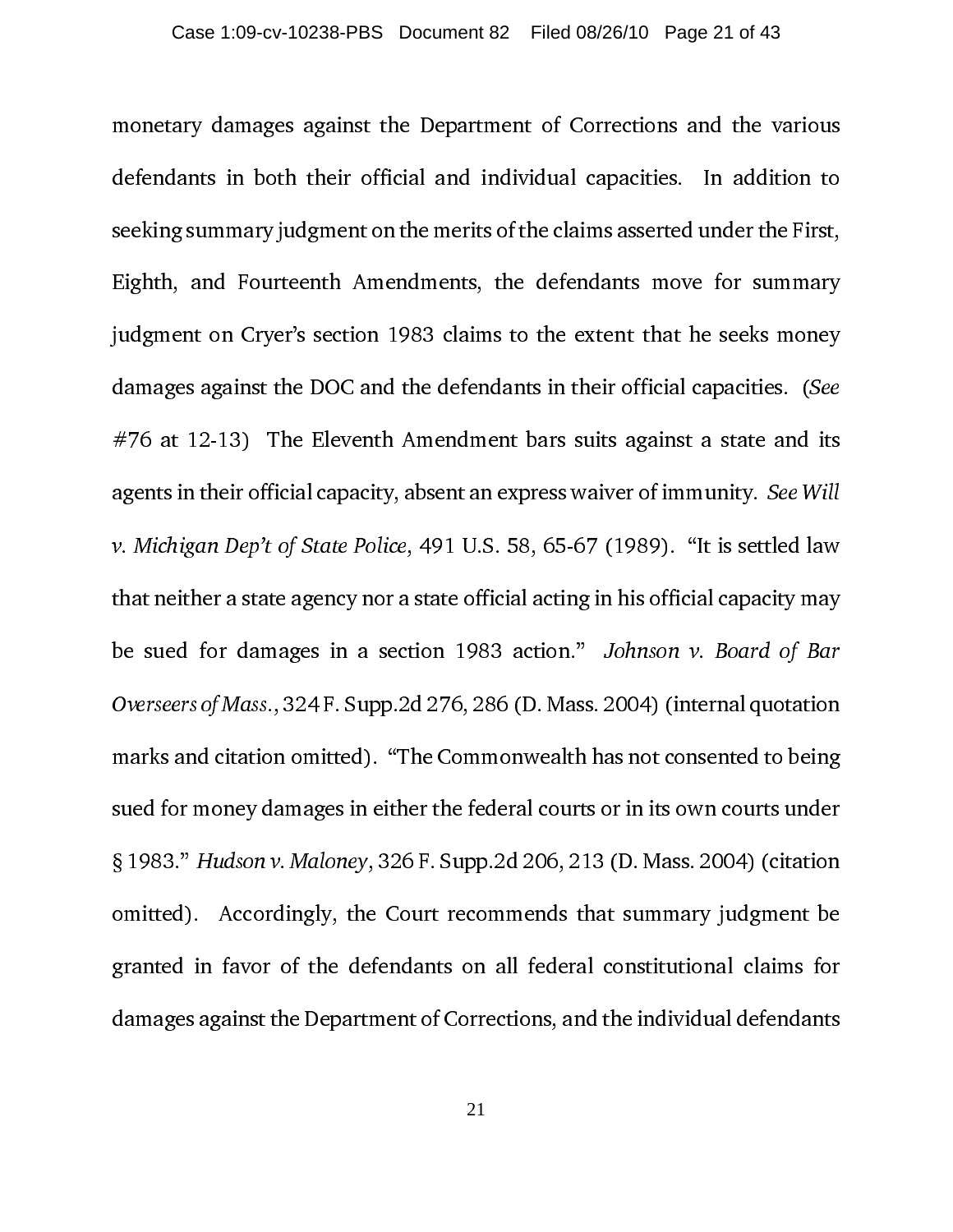monetary damages against the Department of Corrections and the various defendants in both their official and individual capacities. In addition to seeking summary judgment on the merits of the claims asserted under the First, Eighth, and Fourteenth Amendments, the defendants move for summary judgment on Cryer's section 1983 claims to the extent that he seeks money damages against the DOC and the defendants in their official capacities. (*See* #76 at 12-13) The Eleventh Amendment bars suits against a state and its agents in their official capacity, absent an express waiver of immunity. *See Will v. Michigan Dep't of State Police*, 491 U.S. 58, 65-67 (1989). "It is settled law that neither a state agency nor a state official acting in his official capacity may be sued for damages in a section 1983 action." *Johnson v. Board of Bar Overseers of Mass.*, 324 F. Supp.2d 276, 286 (D. Mass. 2004) (internal quotation marks and citation omitted). "The Commonwealth has not consented to being sued for money damages in either the federal courts or in its own courts under § 1983." *Hudson v. Maloney*, 326 F. Supp.2d 206, 213 (D. Mass. 2004) (citation omitted). Accordingly, the Court recommends that summary judgment be granted in favor of the defendants on all federal constitutional claims for damages against the Department of Corrections, and the individual defendants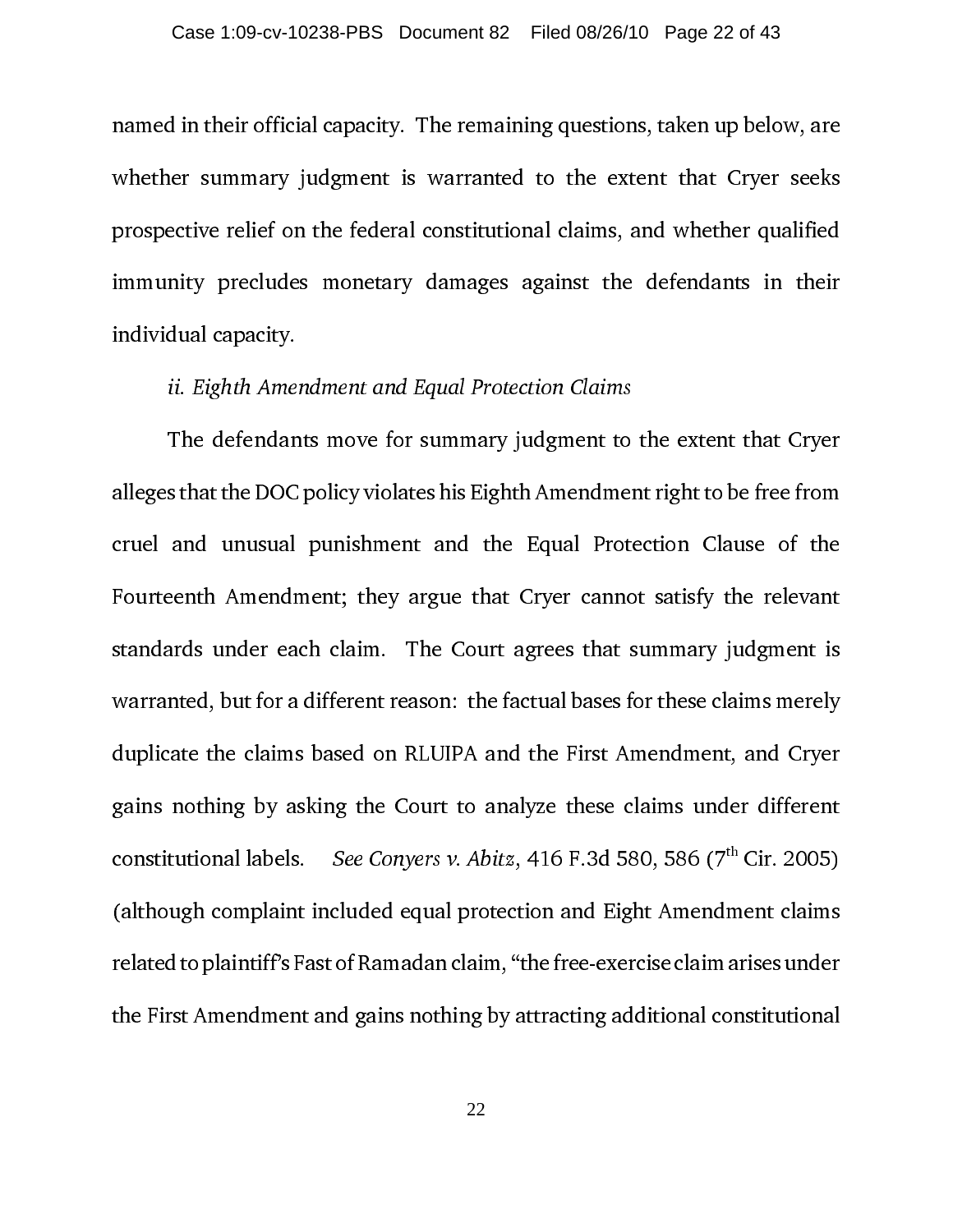named in their official capacity. The remaining questions, taken up below, are whether summary judgment is warranted to the extent that Cryer seeks prospective relief on the federal constitutional claims, and whether qualified immunity precludes monetary damages against the defendants in their individual capacity.

*ii. Eighth Amendment and Equal Protection Claims*

The defendants move for summary judgment to the extent that Cryer alleges that the DOC policy violates his Eighth Amendment right to be free from cruel and unusual punishment and the Equal Protection Clause of the Fourteenth Amendment; they argue that Cryer cannot satisfy the relevant standards under each claim. The Court agrees that summary judgment is warranted, but for a different reason: the factual bases for these claims merely duplicate the claims based on RLUIPA and the First Amendment, and Cryer gains nothing by asking the Court to analyze these claims under different constitutional labels. *See Conyers v. Abitz*, 416 F.3d 580, 586 (7th Cir. 2005) (although complaint included equal protection and Eight Amendment claims related to plaintiff's Fast of Ramadan claim, "the free-exercise claim arises under the First Amendment and gains nothing by attracting additional constitutional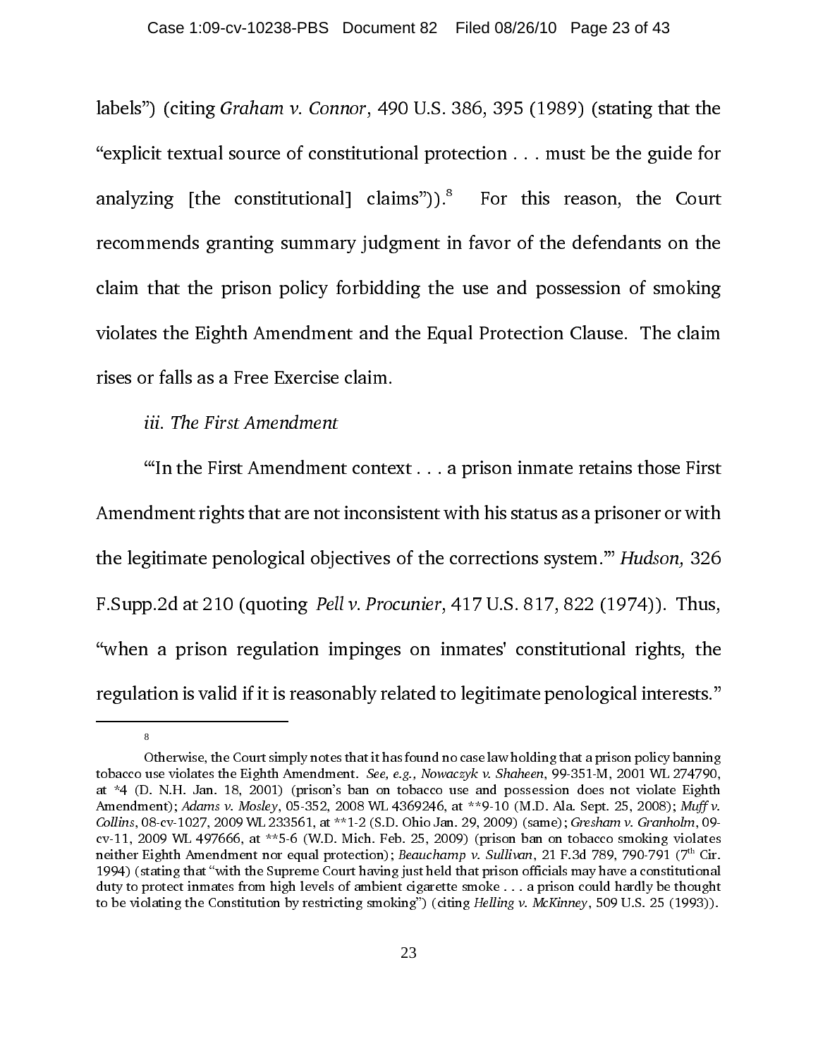labels") (citing *Graham v. Connor*, 490 U.S. 386, 395 (1989) (stating that the "explicit textual source of constitutional protection . . . must be the guide for analyzing [the constitutional] claims")).[8] For this reason, the Court recommends granting summary judgment in favor of the defendants on the claim that the prison policy forbidding the use and possession of smoking violates the Eighth Amendment and the Equal Protection Clause. The claim rises or falls as a Free Exercise claim.

*iii. The First Amendment*

"'In the First Amendment context . . . a prison inmate retains those First Amendment rights that are not inconsistent with his status as a prisoner or with the legitimate penological objectives of the corrections system.'" *Hudson,* 326 F.Supp.2d at 210 (quoting *Pell v. Procunier,* 417 U.S. 817, 822 (1974)). Thus, "when a prison regulation impinges on inmates' constitutional rights, the regulation is valid if it is reasonably related to legitimate penological interests."

---

[8] Otherwise, the Court simply notes that it has found no case law holding that a prison policy banning tobacco use violates the Eighth Amendment. *See, e.g., Nowaczyk v. Shaheen*, 99-351-M, 2001 WL 274790, at *4 (D. N.H. Jan. 18, 2001) (prison's ban on tobacco use and possession does not violate Eighth Amendment); *Adams v. Mosley*, 05-352, 2008 WL 4369246, at **9-10 (M.D. Ala. Sept. 25, 2008); *Muff v. Collins*, 08-cv-1027, 2009 WL 233561, at **1-2 (S.D. Ohio Jan. 29, 2009) (same); *Gresham v. Granholm*, 09-cv-11, 2009 WL 497666, at **5-6 (W.D. Mich. Feb. 25, 2009) (prison ban on tobacco smoking violates neither Eighth Amendment nor equal protection); *Beauchamp v. Sullivan*, 21 F.3d 789, 790-791 (7th Cir. 1994) (stating that "with the Supreme Court having just held that prison officials may have a constitutional duty to protect inmates from high levels of ambient cigarette smoke . . . a prison could hardly be thought to be violating the Constitution by restricting smoking") (citing *Helling v. McKinney*, 509 U.S. 25 (1993)).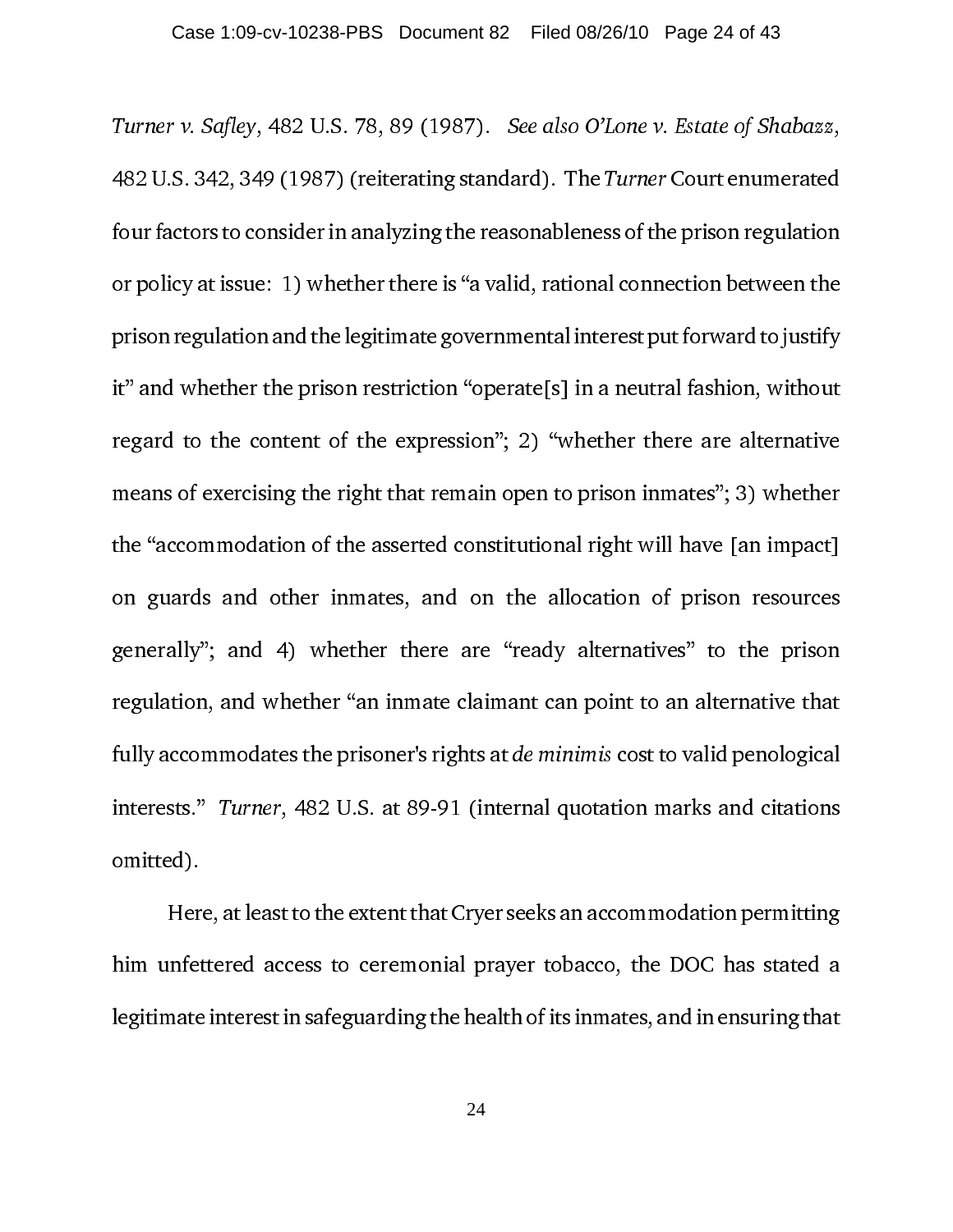*Turner v. Safley*, 482 U.S. 78, 89 (1987). *See also O'Lone v. Estate of Shabazz*, 482 U.S. 342, 349 (1987) (reiterating standard). The *Turner* Court enumerated four factors to consider in analyzing the reasonableness of the prison regulation or policy at issue: 1) whether there is "a valid, rational connection between the prison regulation and the legitimate governmental interest put forward to justify it" and whether the prison restriction "operate[s] in a neutral fashion, without regard to the content of the expression"; 2) "whether there are alternative means of exercising the right that remain open to prison inmates"; 3) whether the "accommodation of the asserted constitutional right will have [an impact] on guards and other inmates, and on the allocation of prison resources generally"; and 4) whether there are "ready alternatives" to the prison regulation, and whether "an inmate claimant can point to an alternative that fully accommodates the prisoner's rights at *de minimis* cost to valid penological interests." *Turner*, 482 U.S. at 89-91 (internal quotation marks and citations omitted).

Here, at least to the extent that Cryer seeks an accommodation permitting him unfettered access to ceremonial prayer tobacco, the DOC has stated a legitimate interest in safeguarding the health of its inmates, and in ensuring that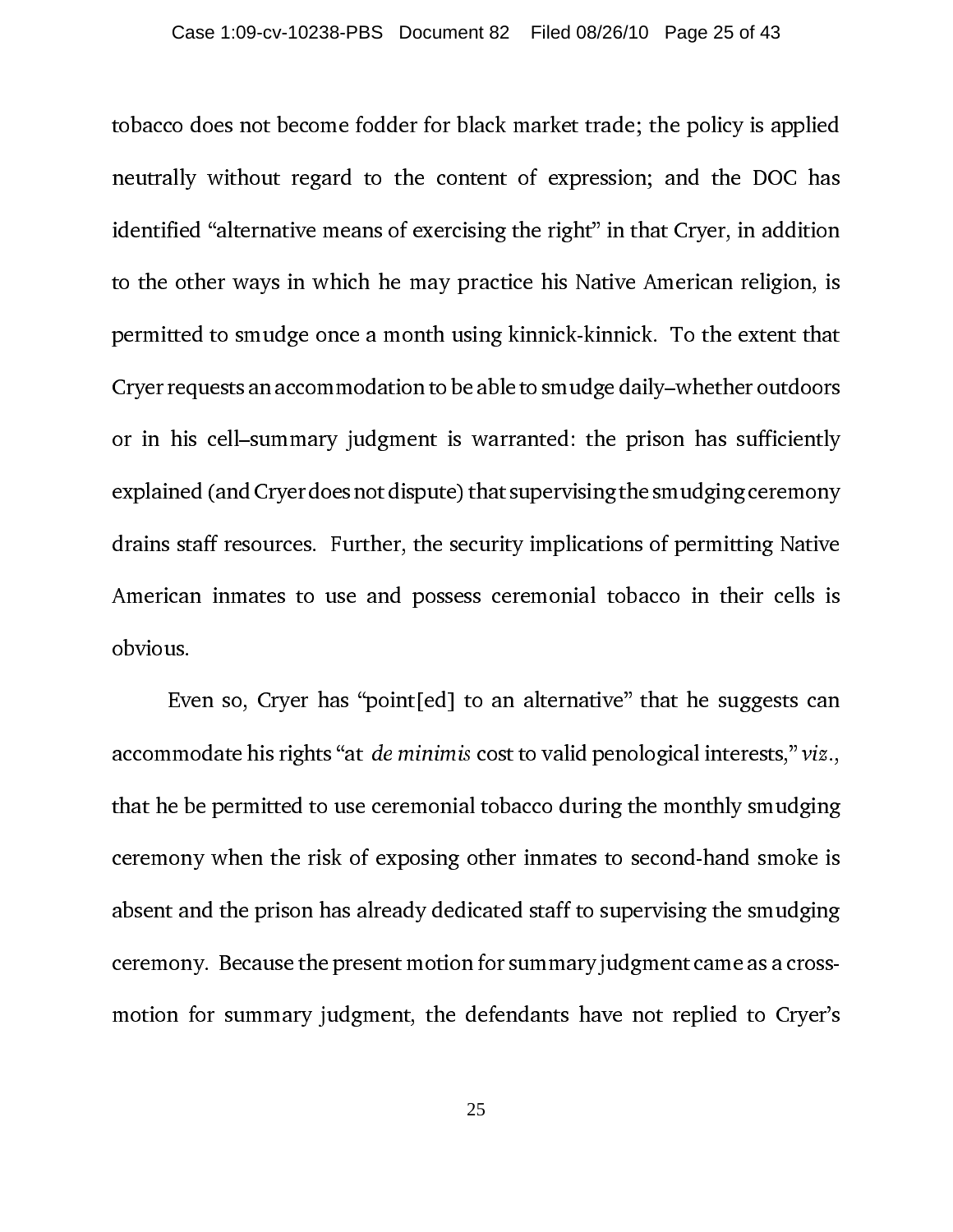tobacco does not become fodder for black market trade; the policy is applied neutrally without regard to the content of expression; and the DOC has identified "alternative means of exercising the right" in that Cryer, in addition to the other ways in which he may practice his Native American religion, is permitted to smudge once a month using kinnick-kinnick. To the extent that Cryer requests an accommodation to be able to smudge daily–whether outdoors or in his cell–summary judgment is warranted: the prison has sufficiently explained (and Cryer does not dispute) that supervising the smudging ceremony drains staff resources. Further, the security implications of permitting Native American inmates to use and possess ceremonial tobacco in their cells is obvious.

Even so, Cryer has "point[ed] to an alternative" that he suggests can accommodate his rights "at *de minimis* cost to valid penological interests," *viz.*, that he be permitted to use ceremonial tobacco during the monthly smudging ceremony when the risk of exposing other inmates to second-hand smoke is absent and the prison has already dedicated staff to supervising the smudging ceremony. Because the present motion for summary judgment came as a cross-motion for summary judgment, the defendants have not replied to Cryer's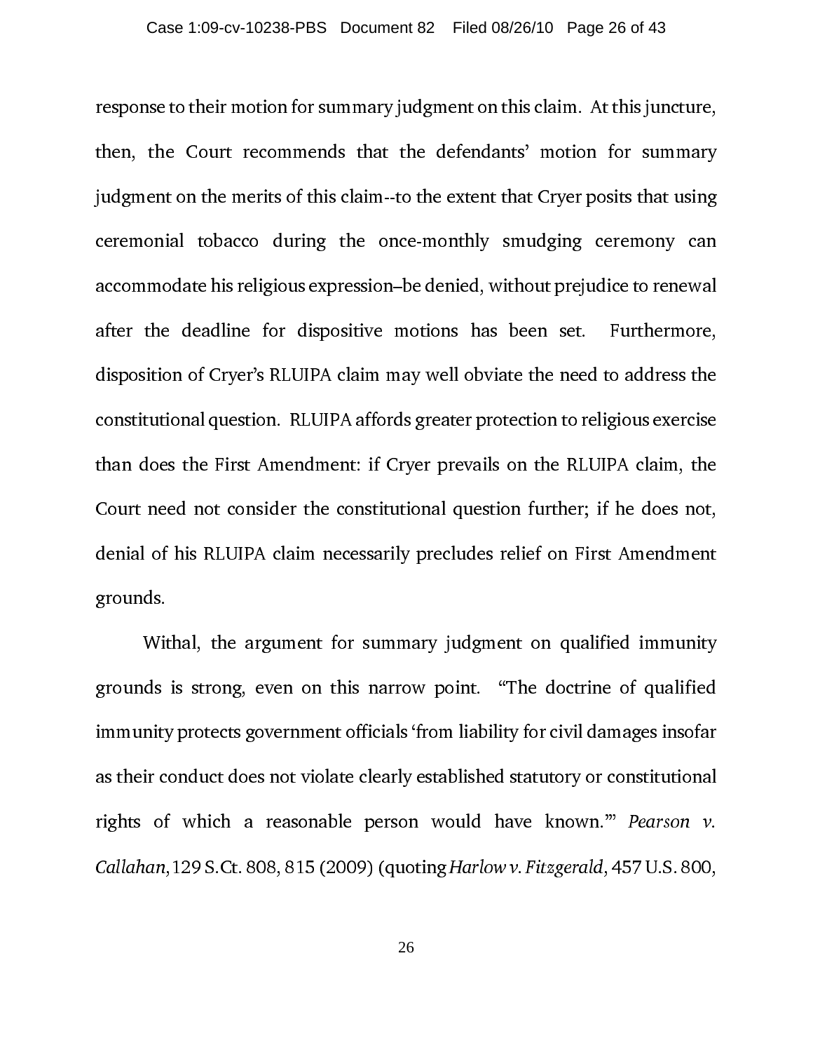response to their motion for summary judgment on this claim. At this juncture, then, the Court recommends that the defendants' motion for summary judgment on the merits of this claim--to the extent that Cryer posits that using ceremonial tobacco during the once-monthly smudging ceremony can accommodate his religious expression–be denied, without prejudice to renewal after the deadline for dispositive motions has been set. Furthermore, disposition of Cryer's RLUIPA claim may well obviate the need to address the constitutional question. RLUIPA affords greater protection to religious exercise than does the First Amendment: if Cryer prevails on the RLUIPA claim, the Court need not consider the constitutional question further; if he does not, denial of his RLUIPA claim necessarily precludes relief on First Amendment grounds.

Withal, the argument for summary judgment on qualified immunity grounds is strong, even on this narrow point. "The doctrine of qualified immunity protects government officials 'from liability for civil damages insofar as their conduct does not violate clearly established statutory or constitutional rights of which a reasonable person would have known.'" *Pearson v. Callahan*, 129 S.Ct. 808, 815 (2009) (quoting *Harlow v. Fitzgerald*, 457 U.S. 800,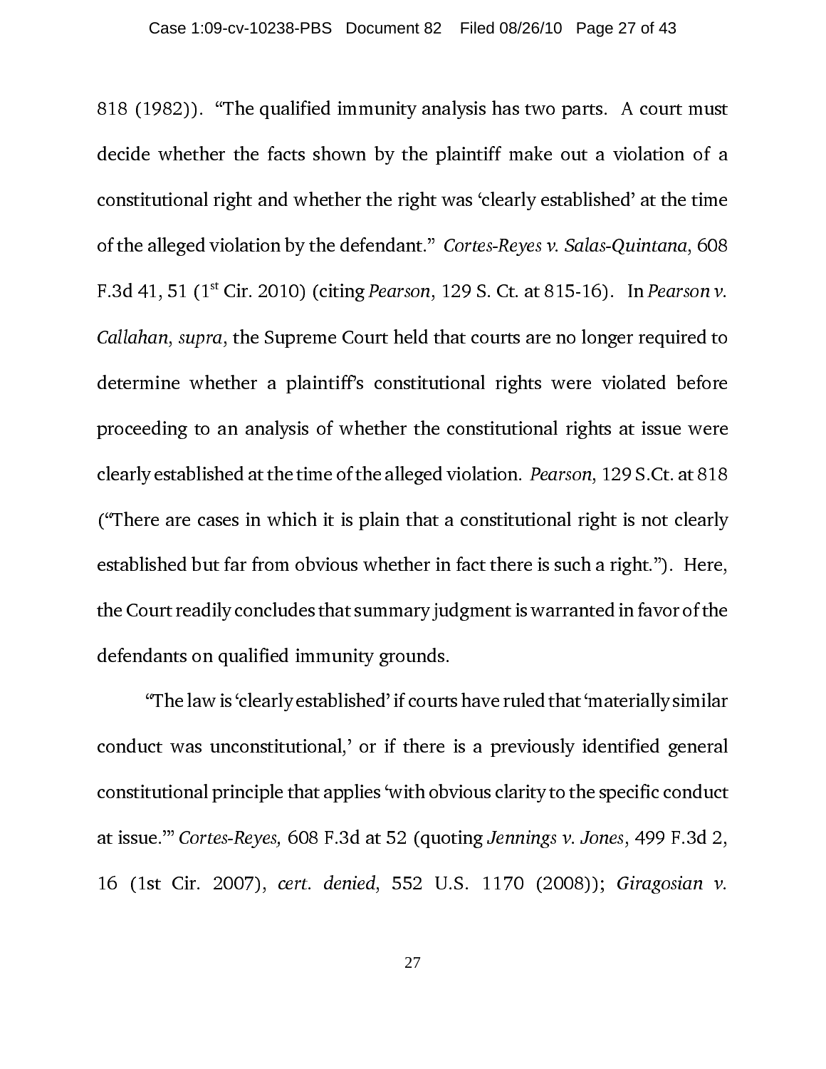818 (1982)). "The qualified immunity analysis has two parts. A court must decide whether the facts shown by the plaintiff make out a violation of a constitutional right and whether the right was 'clearly established' at the time of the alleged violation by the defendant." *Cortes-Reyes v. Salas-Quintana*, 608 F.3d 41, 51 (1st Cir. 2010) (citing *Pearson*, 129 S. Ct. at 815-16). In *Pearson v. Callahan*, *supra*, the Supreme Court held that courts are no longer required to determine whether a plaintiff's constitutional rights were violated before proceeding to an analysis of whether the constitutional rights at issue were clearly established at the time of the alleged violation. *Pearson*, 129 S.Ct. at 818 ("There are cases in which it is plain that a constitutional right is not clearly established but far from obvious whether in fact there is such a right."). Here, the Court readily concludes that summary judgment is warranted in favor of the defendants on qualified immunity grounds.

"The law is 'clearly established' if courts have ruled that 'materially similar conduct was unconstitutional,' or if there is a previously identified general constitutional principle that applies 'with obvious clarity to the specific conduct at issue.'" *Cortes-Reyes,* 608 F.3d at 52 (quoting *Jennings v. Jones*, 499 F.3d 2, 16 (1st Cir. 2007), *cert. denied*, 552 U.S. 1170 (2008)); *Giragosian v.*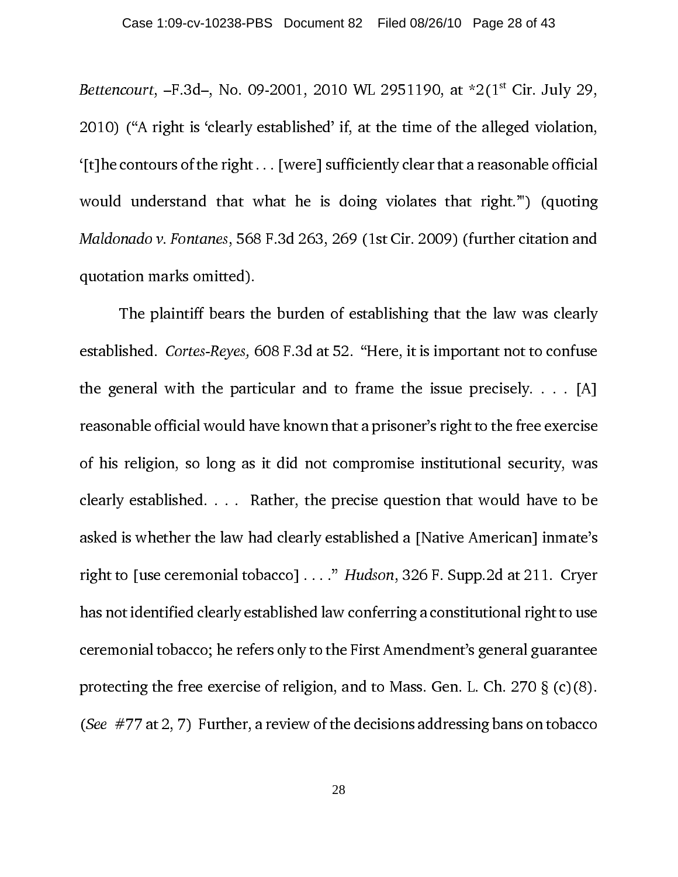*Bettencourt*, –F.3d–, No. 09-2001, 2010 WL 2951190, at *2(1st Cir. July 29, 2010) ("A right is 'clearly established' if, at the time of the alleged violation, '[t]he contours of the right . . . [were] sufficiently clear that a reasonable official would understand that what he is doing violates that right.'") (quoting *Maldonado v. Fontanes*, 568 F.3d 263, 269 (1st Cir. 2009) (further citation and quotation marks omitted).

The plaintiff bears the burden of establishing that the law was clearly established. *Cortes-Reyes,* 608 F.3d at 52. "Here, it is important not to confuse the general with the particular and to frame the issue precisely. . . . [A] reasonable official would have known that a prisoner's right to the free exercise of his religion, so long as it did not compromise institutional security, was clearly established. . . . Rather, the precise question that would have to be asked is whether the law had clearly established a [Native American] inmate's right to [use ceremonial tobacco] . . . ." *Hudson,* 326 F. Supp.2d at 211. Cryer has not identified clearly established law conferring a constitutional right to use ceremonial tobacco; he refers only to the First Amendment's general guarantee protecting the free exercise of religion, and to Mass. Gen. L. Ch. 270 § (c)(8). (*See* #77 at 2, 7) Further, a review of the decisions addressing bans on tobacco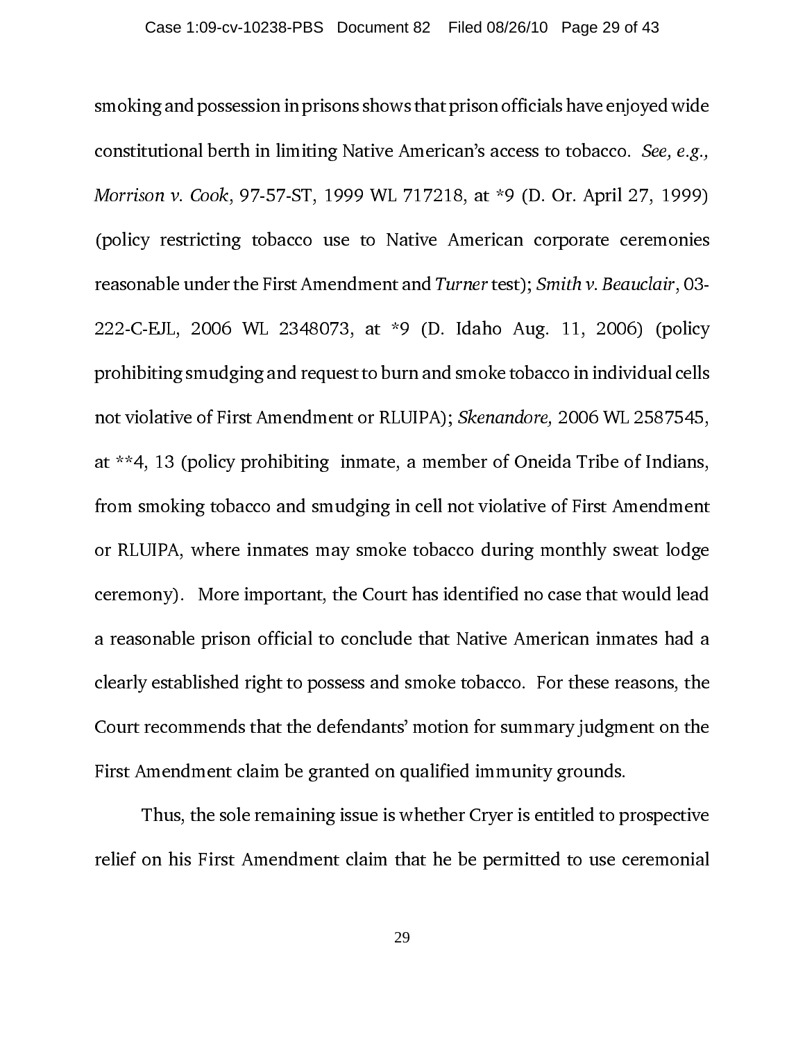smoking and possession in prisons shows that prison officials have enjoyed wide constitutional berth in limiting Native American's access to tobacco. *See, e.g., Morrison v. Cook*, 97-57-ST, 1999 WL 717218, at *9 (D. Or. April 27, 1999) (policy restricting tobacco use to Native American corporate ceremonies reasonable under the First Amendment and *Turner* test); *Smith v. Beauclair*, 03-222-C-EJL, 2006 WL 2348073, at *9 (D. Idaho Aug. 11, 2006) (policy prohibiting smudging and request to burn and smoke tobacco in individual cells not violative of First Amendment or RLUIPA); *Skenandore,* 2006 WL 2587545, at **4, 13 (policy prohibiting inmate, a member of Oneida Tribe of Indians, from smoking tobacco and smudging in cell not violative of First Amendment or RLUIPA, where inmates may smoke tobacco during monthly sweat lodge ceremony). More important, the Court has identified no case that would lead a reasonable prison official to conclude that Native American inmates had a clearly established right to possess and smoke tobacco. For these reasons, the Court recommends that the defendants' motion for summary judgment on the First Amendment claim be granted on qualified immunity grounds.

Thus, the sole remaining issue is whether Cryer is entitled to prospective relief on his First Amendment claim that he be permitted to use ceremonial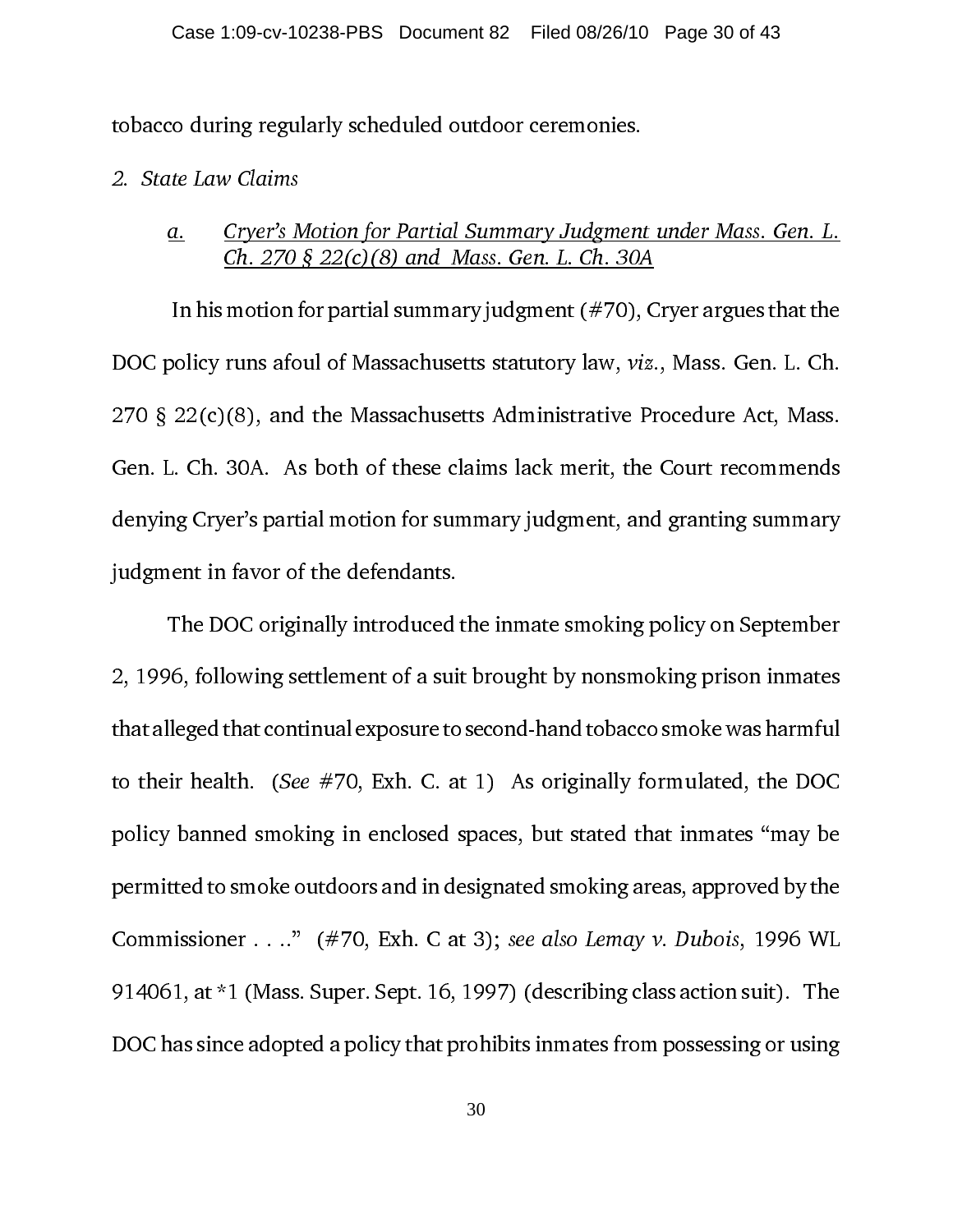tobacco during regularly scheduled outdoor ceremonies.

*2. State Law Claims*

*a. Cryer's Motion for Partial Summary Judgment under Mass. Gen. L. Ch. 270 § 22(c)(8) and Mass. Gen. L. Ch. 30A*

In his motion for partial summary judgment (#70), Cryer argues that the DOC policy runs afoul of Massachusetts statutory law, *viz.*, Mass. Gen. L. Ch. 270 § 22(c)(8), and the Massachusetts Administrative Procedure Act, Mass. Gen. L. Ch. 30A. As both of these claims lack merit, the Court recommends denying Cryer's partial motion for summary judgment, and granting summary judgment in favor of the defendants.

The DOC originally introduced the inmate smoking policy on September 2, 1996, following settlement of a suit brought by nonsmoking prison inmates that alleged that continual exposure to second-hand tobacco smoke was harmful to their health. (*See* #70, Exh. C. at 1) As originally formulated, the DOC policy banned smoking in enclosed spaces, but stated that inmates "may be permitted to smoke outdoors and in designated smoking areas, approved by the Commissioner . . .." (#70, Exh. C at 3); *see also Lemay v. Dubois*, 1996 WL 914061, at *1 (Mass. Super. Sept. 16, 1997) (describing class action suit). The DOC has since adopted a policy that prohibits inmates from possessing or using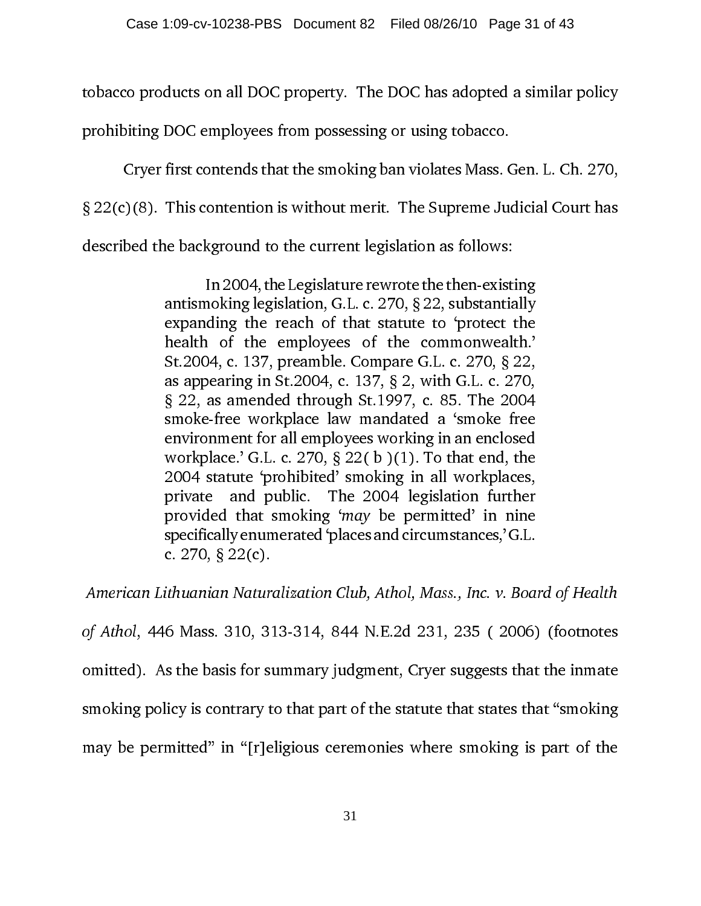tobacco products on all DOC property. The DOC has adopted a similar policy prohibiting DOC employees from possessing or using tobacco.

Cryer first contends that the smoking ban violates Mass. Gen. L. Ch. 270, § 22(c)(8). This contention is without merit. The Supreme Judicial Court has described the background to the current legislation as follows:

> In 2004, the Legislature rewrote the then-existing antismoking legislation, G.L. c. 270, § 22, substantially expanding the reach of that statute to 'protect the health of the employees of the commonwealth.' St.2004, c. 137, preamble. Compare G.L. c. 270, § 22, as appearing in St.2004, c. 137, § 2, with G.L. c. 270, § 22, as amended through St.1997, c. 85. The 2004 smoke-free workplace law mandated a 'smoke free environment for all employees working in an enclosed workplace.' G.L. c. 270, § 22( b )(1). To that end, the 2004 statute 'prohibited' smoking in all workplaces, private and public. The 2004 legislation further provided that smoking '*may* be permitted' in nine specifically enumerated 'places and circumstances,' G.L. c. 270, § 22(c).

*American Lithuanian Naturalization Club, Athol, Mass., Inc. v. Board of Health of Athol*, 446 Mass. 310, 313-314, 844 N.E.2d 231, 235 ( 2006) (footnotes omitted). As the basis for summary judgment, Cryer suggests that the inmate smoking policy is contrary to that part of the statute that states that "smoking may be permitted" in "[r]eligious ceremonies where smoking is part of the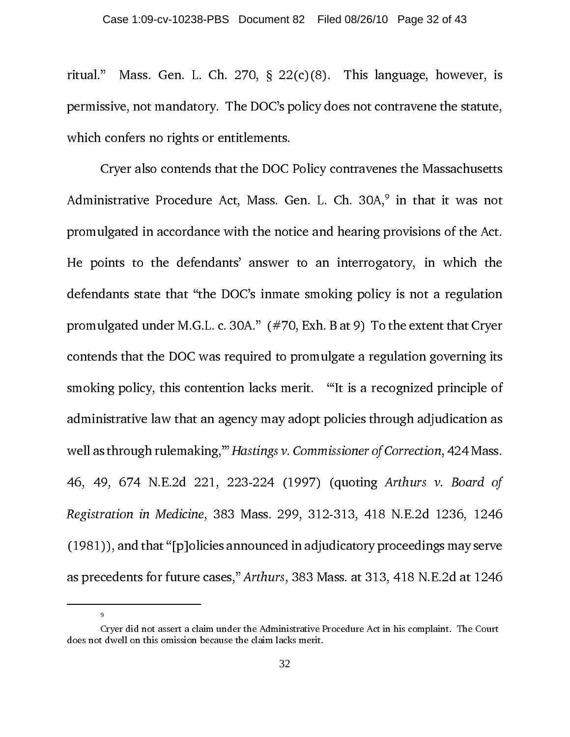ritual." Mass. Gen. L. Ch. 270, § 22(c)(8). This language, however, is permissive, not mandatory. The DOC's policy does not contravene the statute, which confers no rights or entitlements.

Cryer also contends that the DOC Policy contravenes the Massachusetts Administrative Procedure Act, Mass. Gen. L. Ch. 30A,[9] in that it was not promulgated in accordance with the notice and hearing provisions of the Act. He points to the defendants' answer to an interrogatory, in which the defendants state that "the DOC's inmate smoking policy is not a regulation promulgated under M.G.L. c. 30A." (#70, Exh. B at 9) To the extent that Cryer contends that the DOC was required to promulgate a regulation governing its smoking policy, this contention lacks merit. "'It is a recognized principle of administrative law that an agency may adopt policies through adjudication as well as through rulemaking,'" *Hastings v. Commissioner of Correction*, 424 Mass. 46, 49, 674 N.E.2d 221, 223-224 (1997) (quoting *Arthurs v. Board of Registration in Medicine*, 383 Mass. 299, 312-313, 418 N.E.2d 1236, 1246 (1981)), and that "[p]olicies announced in adjudicatory proceedings may serve as precedents for future cases," *Arthurs*, 383 Mass. at 313, 418 N.E.2d at 1246

---

[9] Cryer did not assert a claim under the Administrative Procedure Act in his complaint. The Court does not dwell on this omission because the claim lacks merit.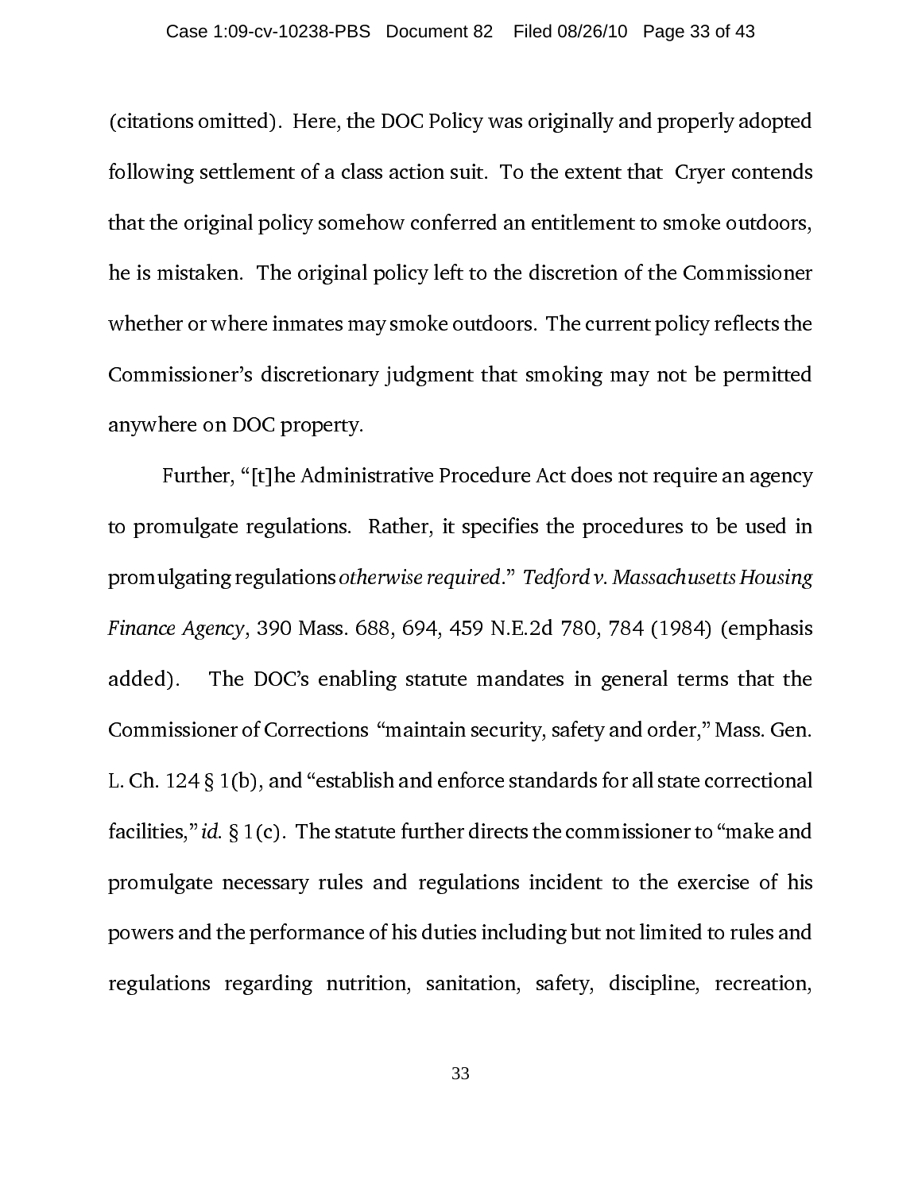(citations omitted). Here, the DOC Policy was originally and properly adopted following settlement of a class action suit. To the extent that Cryer contends that the original policy somehow conferred an entitlement to smoke outdoors, he is mistaken. The original policy left to the discretion of the Commissioner whether or where inmates may smoke outdoors. The current policy reflects the Commissioner's discretionary judgment that smoking may not be permitted anywhere on DOC property.

Further, "[t]he Administrative Procedure Act does not require an agency to promulgate regulations. Rather, it specifies the procedures to be used in promulgating regulations *otherwise required*." *Tedford v. Massachusetts Housing Finance Agency*, 390 Mass. 688, 694, 459 N.E.2d 780, 784 (1984) (emphasis added). The DOC's enabling statute mandates in general terms that the Commissioner of Corrections "maintain security, safety and order," Mass. Gen. L. Ch. 124 § 1(b), and "establish and enforce standards for all state correctional facilities," *id.* § 1(c). The statute further directs the commissioner to "make and promulgate necessary rules and regulations incident to the exercise of his powers and the performance of his duties including but not limited to rules and regulations regarding nutrition, sanitation, safety, discipline, recreation,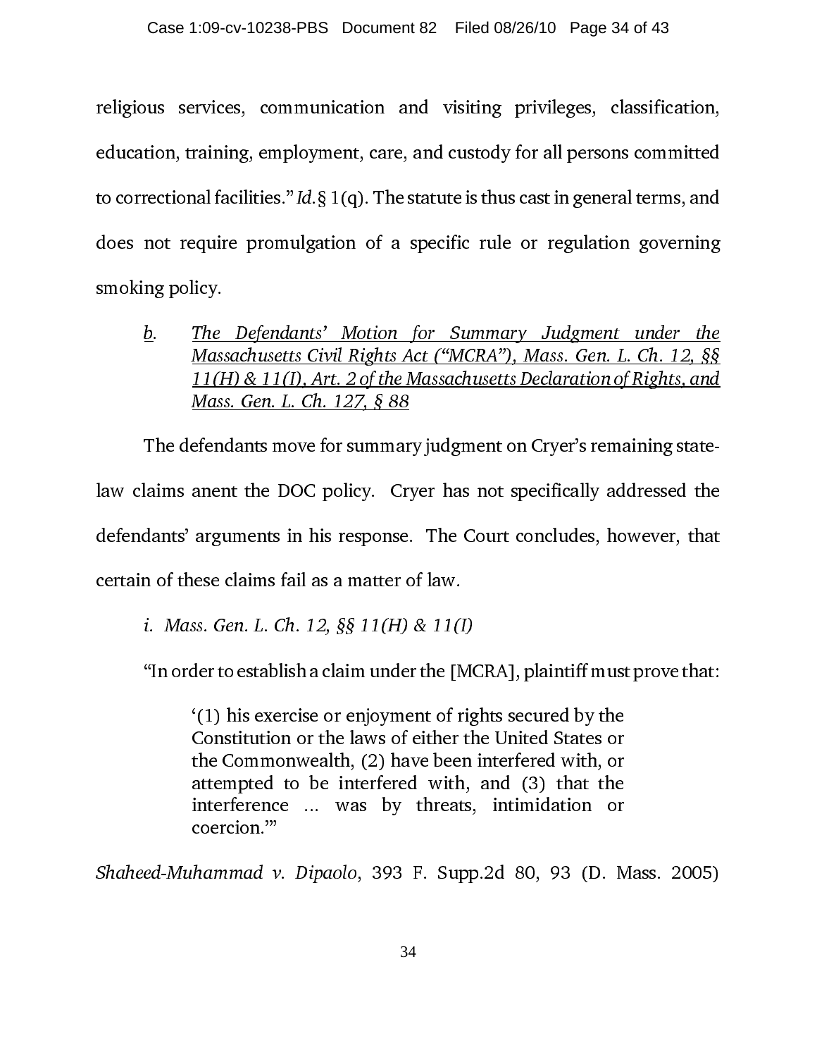religious services, communication and visiting privileges, classification, education, training, employment, care, and custody for all persons committed to correctional facilities." *Id.* § 1(q). The statute is thus cast in general terms, and does not require promulgation of a specific rule or regulation governing smoking policy.

*b. The Defendants' Motion for Summary Judgment under the Massachusetts Civil Rights Act ("MCRA"), Mass. Gen. L. Ch. 12, §§ 11(H) & 11(I), Art. 2 of the Massachusetts Declaration of Rights, and Mass. Gen. L. Ch. 127, § 88*

The defendants move for summary judgment on Cryer's remaining state-law claims anent the DOC policy. Cryer has not specifically addressed the defendants' arguments in his response. The Court concludes, however, that certain of these claims fail as a matter of law.

*i. Mass. Gen. L. Ch. 12, §§ 11(H) & 11(I)*

"In order to establish a claim under the [MCRA], plaintiff must prove that:

> '(1) his exercise or enjoyment of rights secured by the Constitution or the laws of either the United States or the Commonwealth, (2) have been interfered with, or attempted to be interfered with, and (3) that the interference ... was by threats, intimidation or coercion.'"

*Shaheed-Muhammad v. Dipaolo*, 393 F. Supp.2d 80, 93 (D. Mass. 2005)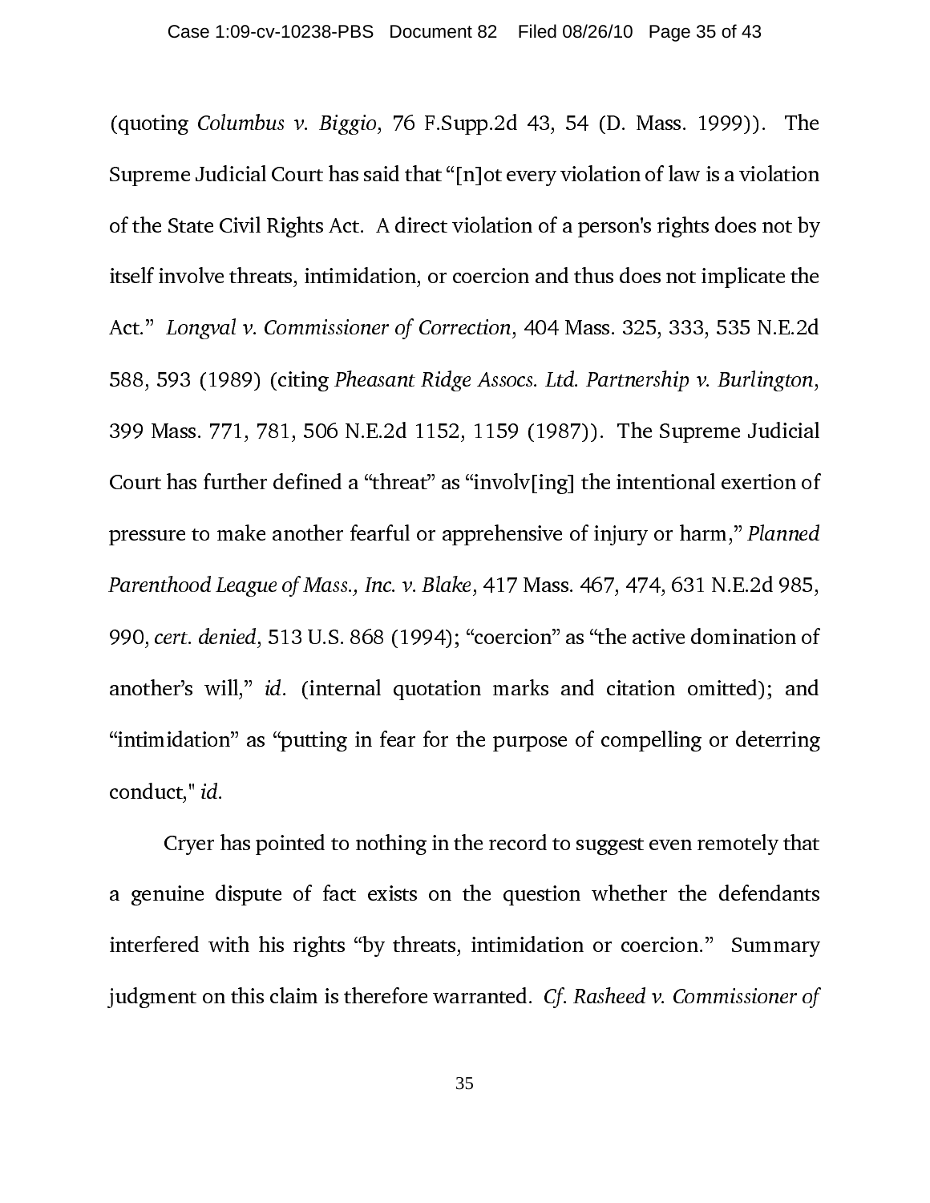(quoting *Columbus v. Biggio*, 76 F.Supp.2d 43, 54 (D. Mass. 1999)). The Supreme Judicial Court has said that "[n]ot every violation of law is a violation of the State Civil Rights Act. A direct violation of a person's rights does not by itself involve threats, intimidation, or coercion and thus does not implicate the Act." *Longval v. Commissioner of Correction*, 404 Mass. 325, 333, 535 N.E.2d 588, 593 (1989) (citing *Pheasant Ridge Assocs. Ltd. Partnership v. Burlington*, 399 Mass. 771, 781, 506 N.E.2d 1152, 1159 (1987)). The Supreme Judicial Court has further defined a "threat" as "involv[ing] the intentional exertion of pressure to make another fearful or apprehensive of injury or harm," *Planned Parenthood League of Mass., Inc. v. Blake*, 417 Mass. 467, 474, 631 N.E.2d 985, 990, *cert. denied*, 513 U.S. 868 (1994); "coercion" as "the active domination of another's will," *id.* (internal quotation marks and citation omitted); and "intimidation" as "putting in fear for the purpose of compelling or deterring conduct," *id.*

Cryer has pointed to nothing in the record to suggest even remotely that a genuine dispute of fact exists on the question whether the defendants interfered with his rights "by threats, intimidation or coercion." Summary judgment on this claim is therefore warranted. *Cf. Rasheed v. Commissioner of*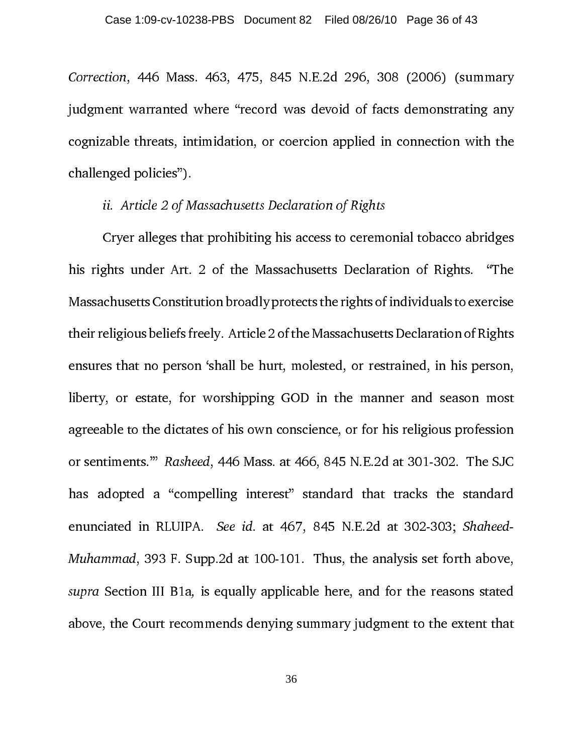*Correction*, 446 Mass. 463, 475, 845 N.E.2d 296, 308 (2006) (summary judgment warranted where "record was devoid of facts demonstrating any cognizable threats, intimidation, or coercion applied in connection with the challenged policies").

*ii. Article 2 of Massachusetts Declaration of Rights*

Cryer alleges that prohibiting his access to ceremonial tobacco abridges his rights under Art. 2 of the Massachusetts Declaration of Rights. "The Massachusetts Constitution broadly protects the rights of individuals to exercise their religious beliefs freely. Article 2 of the Massachusetts Declaration of Rights ensures that no person 'shall be hurt, molested, or restrained, in his person, liberty, or estate, for worshipping GOD in the manner and season most agreeable to the dictates of his own conscience, or for his religious profession or sentiments.'" *Rasheed*, 446 Mass. at 466, 845 N.E.2d at 301-302. The SJC has adopted a "compelling interest" standard that tracks the standard enunciated in RLUIPA. *See id.* at 467, 845 N.E.2d at 302-303; *Shaheed-Muhammad*, 393 F. Supp.2d at 100-101. Thus, the analysis set forth above, *supra* Section III B1a, is equally applicable here, and for the reasons stated above, the Court recommends denying summary judgment to the extent that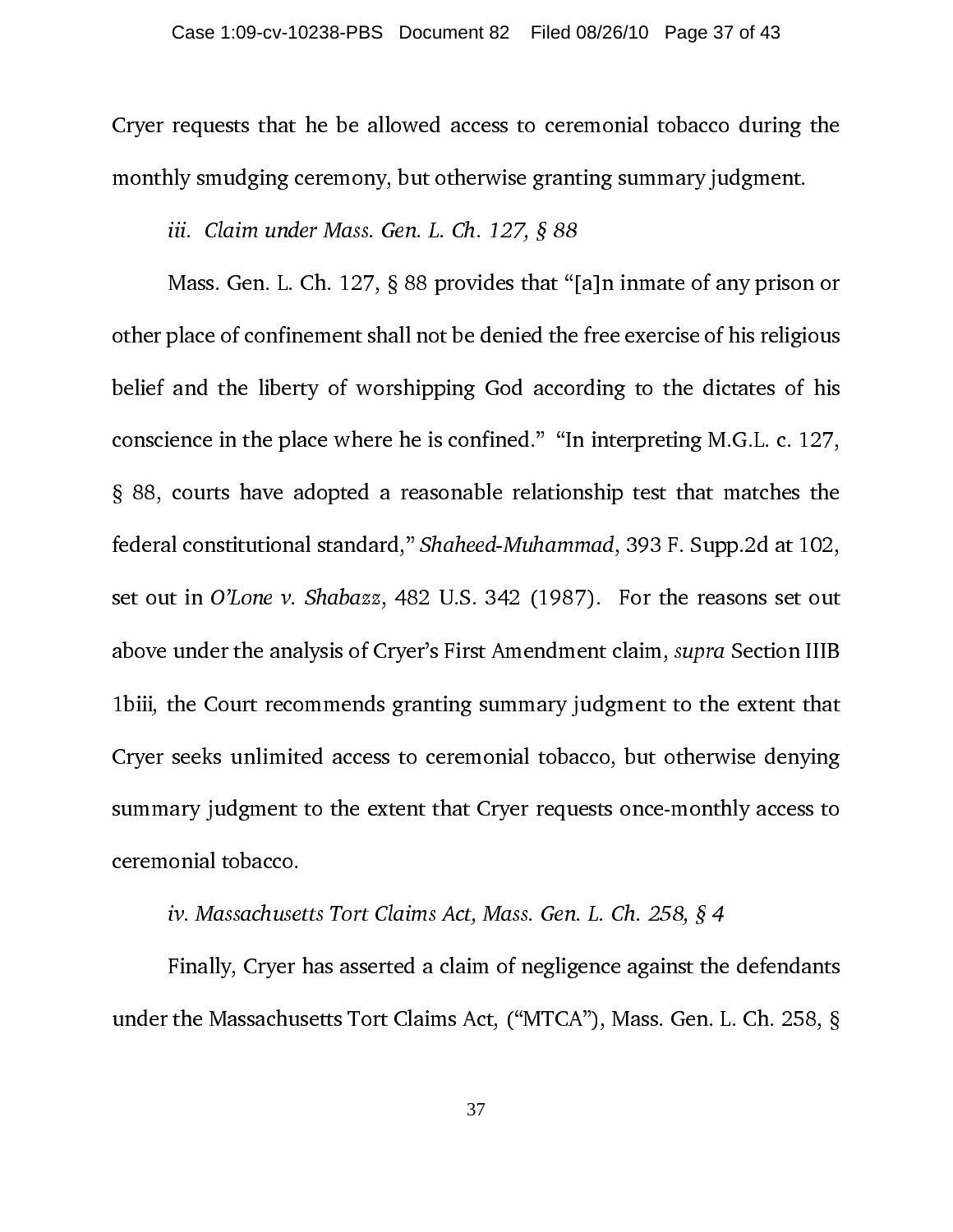Cryer requests that he be allowed access to ceremonial tobacco during the monthly smudging ceremony, but otherwise granting summary judgment.

*iii. Claim under Mass. Gen. L. Ch. 127, § 88*

Mass. Gen. L. Ch. 127, § 88 provides that "[a]n inmate of any prison or other place of confinement shall not be denied the free exercise of his religious belief and the liberty of worshipping God according to the dictates of his conscience in the place where he is confined." "In interpreting M.G.L. c. 127, § 88, courts have adopted a reasonable relationship test that matches the federal constitutional standard," *Shaheed-Muhammad*, 393 F. Supp.2d at 102, set out in *O'Lone v. Shabazz*, 482 U.S. 342 (1987). For the reasons set out above under the analysis of Cryer's First Amendment claim, *supra* Section IIIB 1biii, the Court recommends granting summary judgment to the extent that Cryer seeks unlimited access to ceremonial tobacco, but otherwise denying summary judgment to the extent that Cryer requests once-monthly access to ceremonial tobacco.

*iv. Massachusetts Tort Claims Act, Mass. Gen. L. Ch. 258, § 4*

Finally, Cryer has asserted a claim of negligence against the defendants under the Massachusetts Tort Claims Act, ("MTCA"), Mass. Gen. L. Ch. 258, §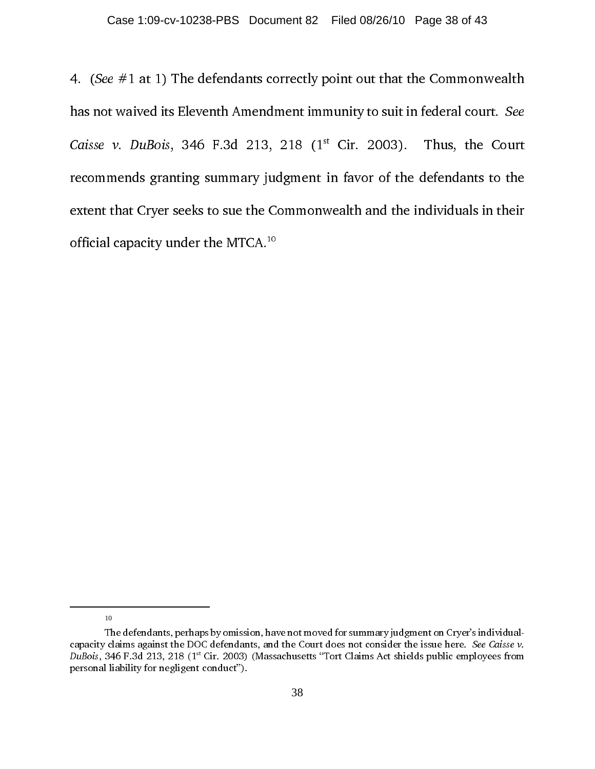4. (*See* #1 at 1) The defendants correctly point out that the Commonwealth has not waived its Eleventh Amendment immunity to suit in federal court. *See Caisse v. DuBois*, 346 F.3d 213, 218 (1st Cir. 2003). Thus, the Court recommends granting summary judgment in favor of the defendants to the extent that Cryer seeks to sue the Commonwealth and the individuals in their official capacity under the MTCA.[10]

---

[10] The defendants, perhaps by omission, have not moved for summary judgment on Cryer's individual-capacity claims against the DOC defendants, and the Court does not consider the issue here. *See Caisse v. DuBois*, 346 F.3d 213, 218 (1st Cir. 2003) (Massachusetts "Tort Claims Act shields public employees from personal liability for negligent conduct").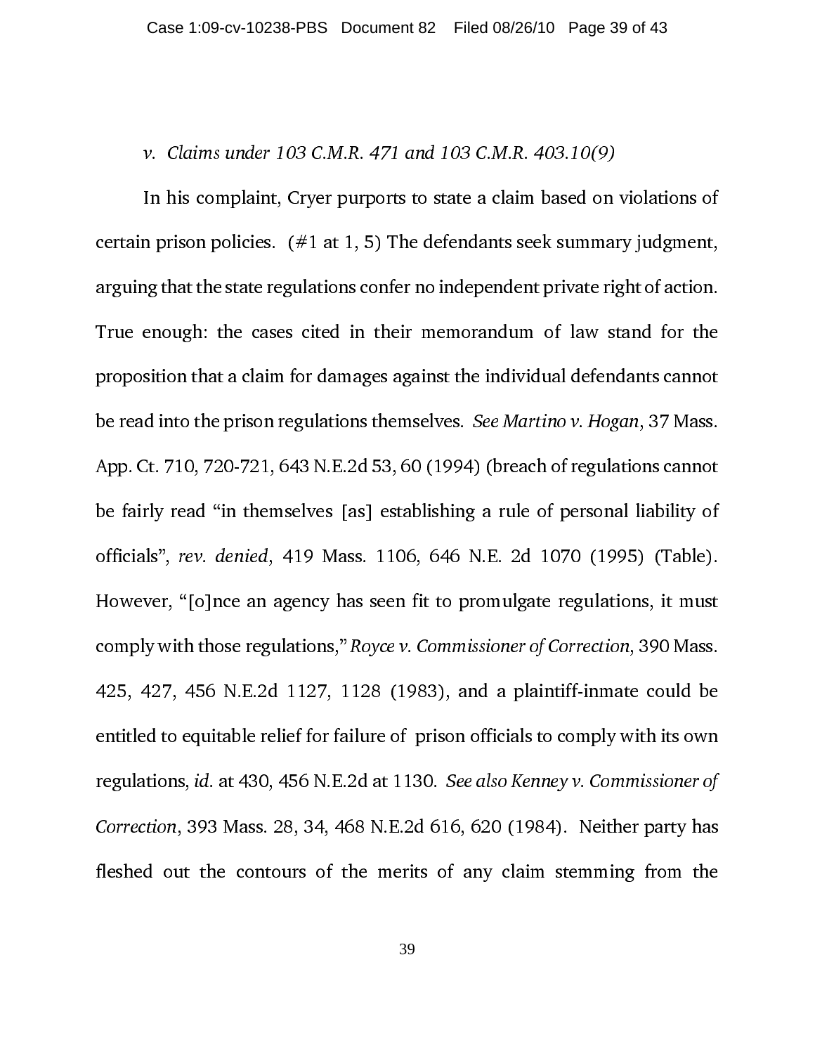*v. Claims under 103 C.M.R. 471 and 103 C.M.R. 403.10(9)*

In his complaint, Cryer purports to state a claim based on violations of certain prison policies. (#1 at 1, 5) The defendants seek summary judgment, arguing that the state regulations confer no independent private right of action. True enough: the cases cited in their memorandum of law stand for the proposition that a claim for damages against the individual defendants cannot be read into the prison regulations themselves. *See Martino v. Hogan*, 37 Mass. App. Ct. 710, 720-721, 643 N.E.2d 53, 60 (1994) (breach of regulations cannot be fairly read "in themselves [as] establishing a rule of personal liability of officials", *rev. denied*, 419 Mass. 1106, 646 N.E. 2d 1070 (1995) (Table). However, "[o]nce an agency has seen fit to promulgate regulations, it must comply with those regulations," *Royce v. Commissioner of Correction*, 390 Mass. 425, 427, 456 N.E.2d 1127, 1128 (1983), and a plaintiff-inmate could be entitled to equitable relief for failure of prison officials to comply with its own regulations, *id.* at 430, 456 N.E.2d at 1130. *See also Kenney v. Commissioner of Correction*, 393 Mass. 28, 34, 468 N.E.2d 616, 620 (1984). Neither party has fleshed out the contours of the merits of any claim stemming from the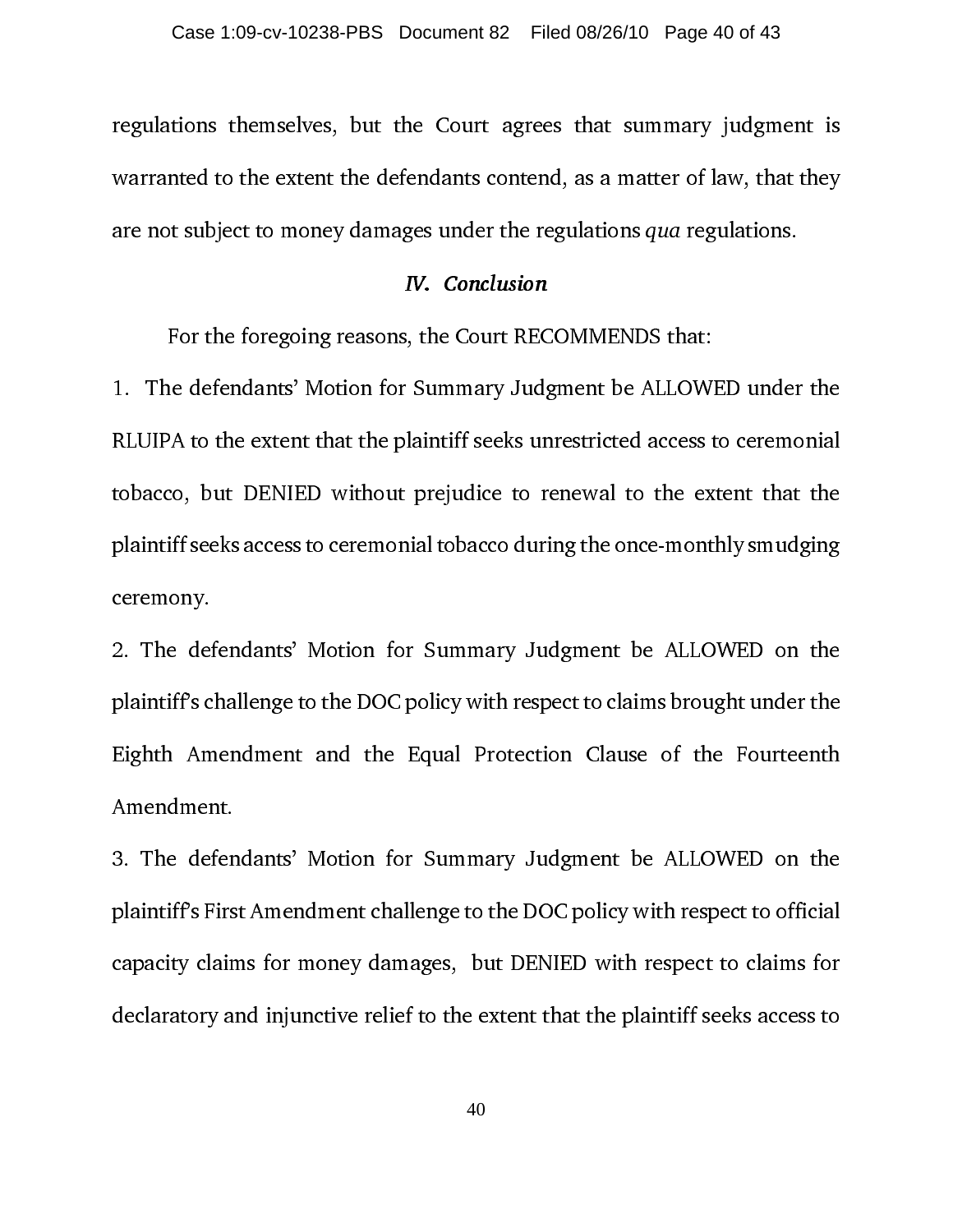regulations themselves, but the Court agrees that summary judgment is warranted to the extent the defendants contend, as a matter of law, that they are not subject to money damages under the regulations *qua* regulations.

### *IV. Conclusion*

For the foregoing reasons, the Court RECOMMENDS that:

1. The defendants' Motion for Summary Judgment be ALLOWED under the RLUIPA to the extent that the plaintiff seeks unrestricted access to ceremonial tobacco, but DENIED without prejudice to renewal to the extent that the plaintiff seeks access to ceremonial tobacco during the once-monthly smudging ceremony.

2. The defendants' Motion for Summary Judgment be ALLOWED on the plaintiff's challenge to the DOC policy with respect to claims brought under the Eighth Amendment and the Equal Protection Clause of the Fourteenth Amendment.

3. The defendants' Motion for Summary Judgment be ALLOWED on the plaintiff's First Amendment challenge to the DOC policy with respect to official capacity claims for money damages, but DENIED with respect to claims for declaratory and injunctive relief to the extent that the plaintiff seeks access to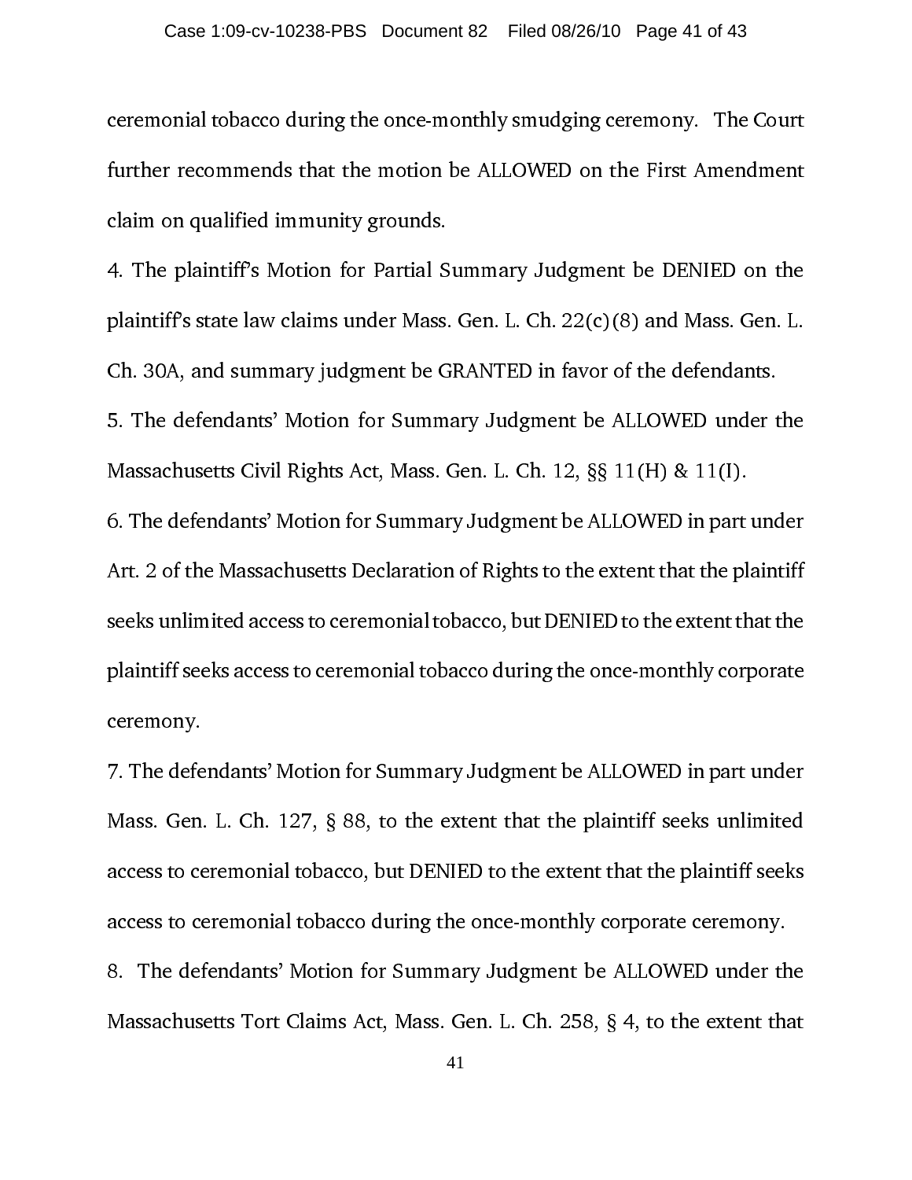ceremonial tobacco during the once-monthly smudging ceremony. The Court further recommends that the motion be ALLOWED on the First Amendment claim on qualified immunity grounds.

4. The plaintiff's Motion for Partial Summary Judgment be DENIED on the plaintiff's state law claims under Mass. Gen. L. Ch. 22(c)(8) and Mass. Gen. L. Ch. 30A, and summary judgment be GRANTED in favor of the defendants.

5. The defendants' Motion for Summary Judgment be ALLOWED under the Massachusetts Civil Rights Act, Mass. Gen. L. Ch. 12, §§ 11(H) & 11(I).

6. The defendants' Motion for Summary Judgment be ALLOWED in part under Art. 2 of the Massachusetts Declaration of Rights to the extent that the plaintiff seeks unlimited access to ceremonial tobacco, but DENIED to the extent that the plaintiff seeks access to ceremonial tobacco during the once-monthly corporate ceremony.

7. The defendants' Motion for Summary Judgment be ALLOWED in part under Mass. Gen. L. Ch. 127, § 88, to the extent that the plaintiff seeks unlimited access to ceremonial tobacco, but DENIED to the extent that the plaintiff seeks access to ceremonial tobacco during the once-monthly corporate ceremony.

8. The defendants' Motion for Summary Judgment be ALLOWED under the Massachusetts Tort Claims Act, Mass. Gen. L. Ch. 258, § 4, to the extent that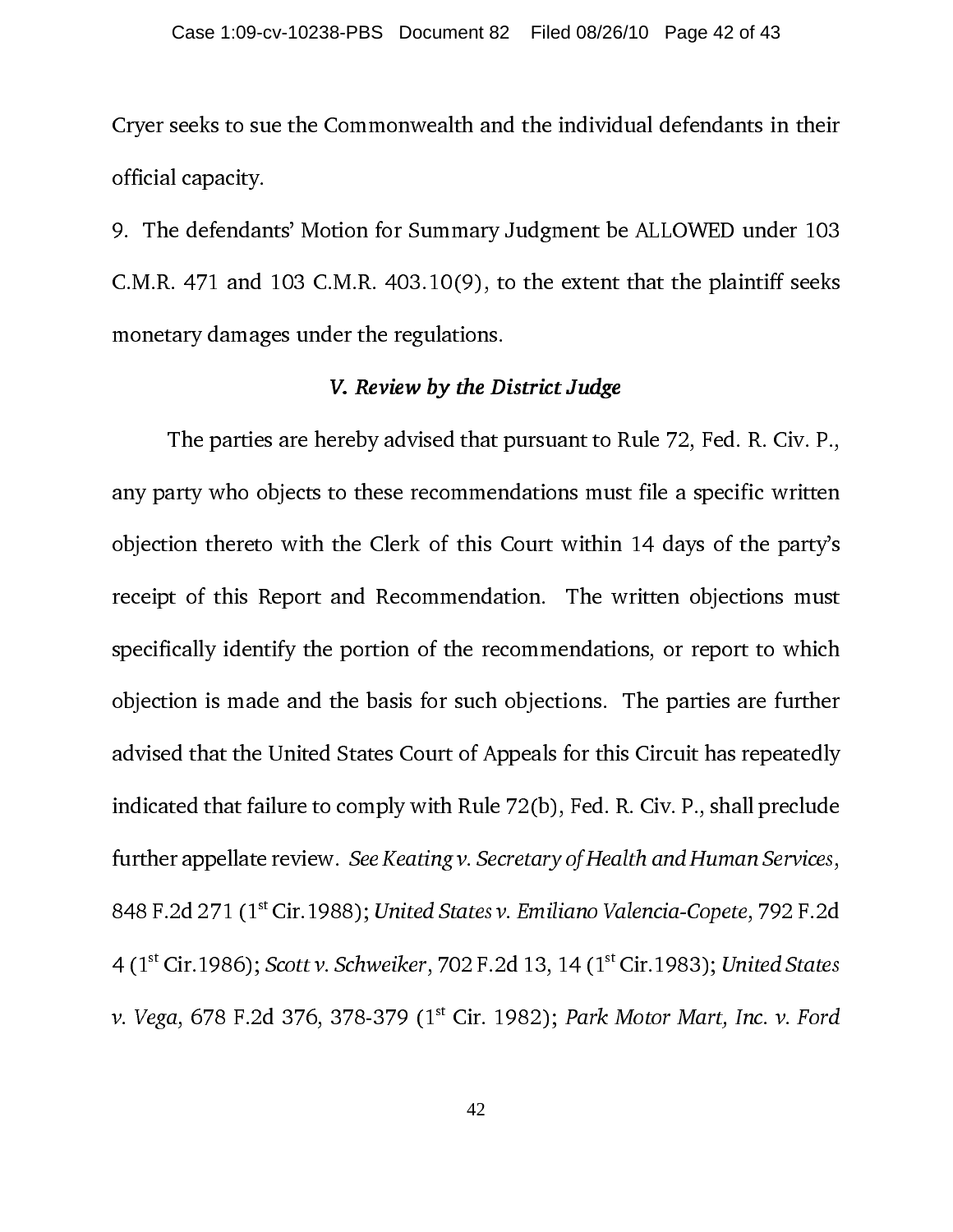Cryer seeks to sue the Commonwealth and the individual defendants in their official capacity.

9. The defendants' Motion for Summary Judgment be ALLOWED under 103 C.M.R. 471 and 103 C.M.R. 403.10(9), to the extent that the plaintiff seeks monetary damages under the regulations.

### *V. Review by the District Judge*

The parties are hereby advised that pursuant to Rule 72, Fed. R. Civ. P., any party who objects to these recommendations must file a specific written objection thereto with the Clerk of this Court within 14 days of the party's receipt of this Report and Recommendation. The written objections must specifically identify the portion of the recommendations, or report to which objection is made and the basis for such objections. The parties are further advised that the United States Court of Appeals for this Circuit has repeatedly indicated that failure to comply with Rule 72(b), Fed. R. Civ. P., shall preclude further appellate review. *See Keating v. Secretary of Health and Human Services*, 848 F.2d 271 (1st Cir.1988); *United States v. Emiliano Valencia-Copete*, 792 F.2d 4 (1st Cir.1986); *Scott v. Schweiker*, 702 F.2d 13, 14 (1st Cir.1983); *United States v. Vega*, 678 F.2d 376, 378-379 (1st Cir. 1982); *Park Motor Mart, Inc. v. Ford*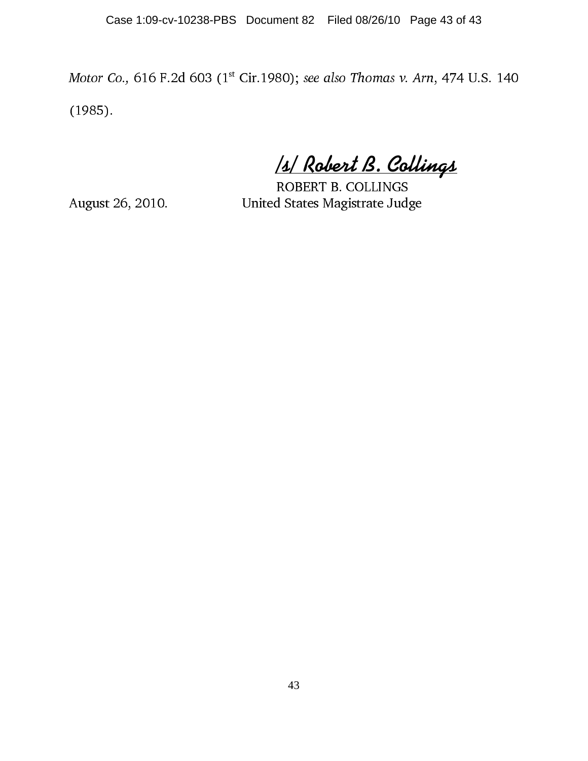*Motor Co.,* 616 F.2d 603 (1st Cir.1980); *see also Thomas v. Arn*, 474 U.S. 140 (1985).

/s/ Robert B. Collings

ROBERT B. COLLINGS
United States Magistrate Judge

August 26, 2010.